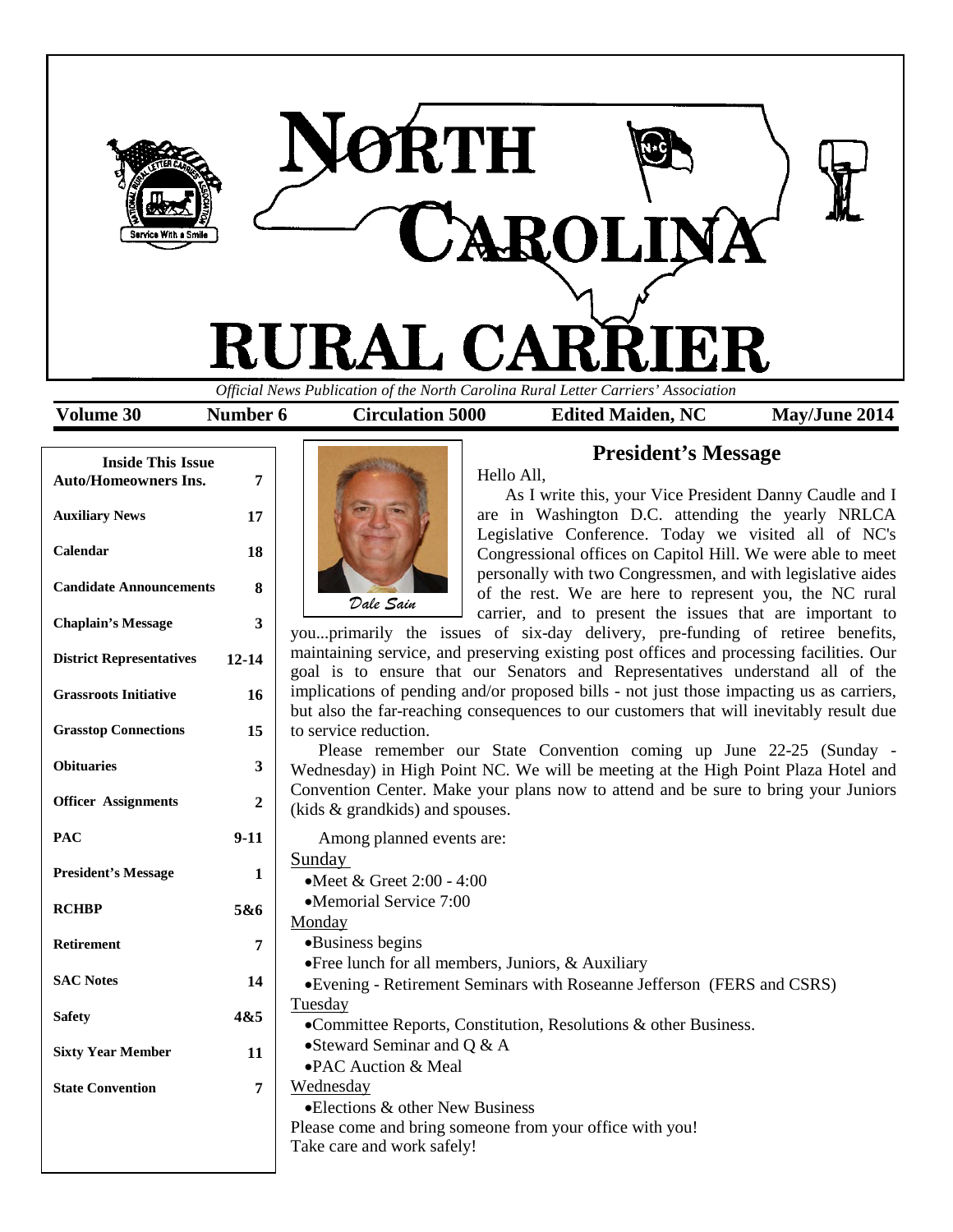# NORTH CAROLINA RURAL CARRIER

*Official News Publication of the North Carolina Rural Letter Carriers' Association*

**Volume 30** | **Number 6** | **Circulation 5000** | **Edited Maiden, NC** | **May/June 2014**

| Inside This Issue | |
|---|---|
| **Auto/Homeowners Ins.** | **7** |
| **Auxiliary News** | **17** |
| **Calendar** | **18** |
| **Candidate Announcements** | **8** |
| **Chaplain's Message** | **3** |
| **District Representatives** | **12-14** |
| **Grassroots Initiative** | **16** |
| **Grasstop Connections** | **15** |
| **Obituaries** | **3** |
| **Officer Assignments** | **2** |
| **PAC** | **9-11** |
| **President's Message** | **1** |
| **RCHBP** | **5&6** |
| **Retirement** | **7** |
| **SAC Notes** | **14** |
| **Safety** | **4&5** |
| **Sixty Year Member** | **11** |
| **State Convention** | **7** |

## President's Message

*Dale Sain*

Hello All,

As I write this, your Vice President Danny Caudle and I are in Washington D.C. attending the yearly NRLCA Legislative Conference. Today we visited all of NC's Congressional offices on Capitol Hill. We were able to meet personally with two Congressmen, and with legislative aides of the rest. We are here to represent you, the NC rural carrier, and to present the issues that are important to you...primarily the issues of six-day delivery, pre-funding of retiree benefits, maintaining service, and preserving existing post offices and processing facilities. Our goal is to ensure that our Senators and Representatives understand all of the implications of pending and/or proposed bills - not just those impacting us as carriers, but also the far-reaching consequences to our customers that will inevitably result due to service reduction.

Please remember our State Convention coming up June 22-25 (Sunday - Wednesday) in High Point NC. We will be meeting at the High Point Plaza Hotel and Convention Center. Make your plans now to attend and be sure to bring your Juniors (kids & grandkids) and spouses.

Among planned events are:

Sunday

- Meet & Greet 2:00 - 4:00
- Memorial Service 7:00

Monday

- Business begins
- Free lunch for all members, Juniors, & Auxiliary
- Evening - Retirement Seminars with Roseanne Jefferson (FERS and CSRS)

Tuesday

- Committee Reports, Constitution, Resolutions & other Business.
- Steward Seminar and Q & A
- PAC Auction & Meal

Wednesday

- Elections & other New Business

Please come and bring someone from your office with you!

Take care and work safely!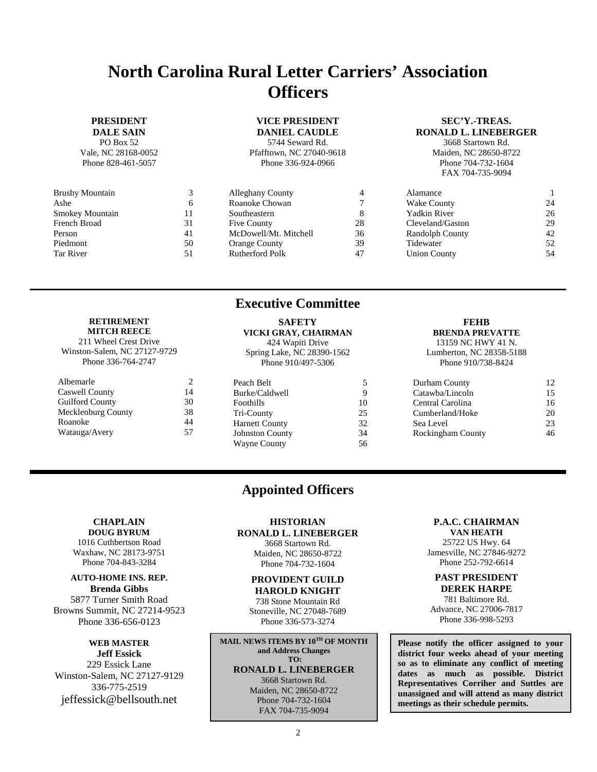# North Carolina Rural Letter Carriers' Association Officers

**PRESIDENT**
**DALE SAIN**
PO Box 52
Vale, NC 28168-0052
Phone 828-461-5057

| District | No. |
|---|---|
| Brushy Mountain | 3 |
| Ashe | 6 |
| Smokey Mountain | 11 |
| French Broad | 31 |
| Person | 41 |
| Piedmont | 50 |
| Tar River | 51 |

**VICE PRESIDENT**
**DANIEL CAUDLE**
5744 Seward Rd.
Pfafftown, NC 27040-9618
Phone 336-924-0966

| District | No. |
|---|---|
| Alleghany County | 4 |
| Roanoke Chowan | 7 |
| Southeastern | 8 |
| Five County | 28 |
| McDowell/Mt. Mitchell | 36 |
| Orange County | 39 |
| Rutherford Polk | 47 |

**SEC'Y.-TREAS.**
**RONALD L. LINEBERGER**
3668 Startown Rd.
Maiden, NC 28650-8722
Phone 704-732-1604
FAX 704-735-9094

| District | No. |
|---|---|
| Alamance | 1 |
| Wake County | 24 |
| Yadkin River | 26 |
| Cleveland/Gaston | 29 |
| Randolph County | 42 |
| Tidewater | 52 |
| Union County | 54 |

## Executive Committee

**RETIREMENT**
**MITCH REECE**
211 Wheel Crest Drive
Winston-Salem, NC 27127-9729
Phone 336-764-2747

| District | No. |
|---|---|
| Albemarle | 2 |
| Caswell County | 14 |
| Guilford County | 30 |
| Mecklenburg County | 38 |
| Roanoke | 44 |
| Watauga/Avery | 57 |

**SAFETY**
**VICKI GRAY, CHAIRMAN**
424 Wapiti Drive
Spring Lake, NC 28390-1562
Phone 910/497-5306

| District | No. |
|---|---|
| Peach Belt | 5 |
| Burke/Caldwell | 9 |
| Foothills | 10 |
| Tri-County | 25 |
| Harnett County | 32 |
| Johnston County | 34 |
| Wayne County | 56 |

**FEHB**
**BRENDA PREVATTE**
13159 NC HWY 41 N.
Lumberton, NC 28358-5188
Phone 910/738-8424

| District | No. |
|---|---|
| Durham County | 12 |
| Catawba/Lincoln | 15 |
| Central Carolina | 16 |
| Cumberland/Hoke | 20 |
| Sea Level | 23 |
| Rockingham County | 46 |

## Appointed Officers

**CHAPLAIN**
**DOUG BYRUM**
1016 Cuthbertson Road
Waxhaw, NC 28173-9751
Phone 704-843-3284

**AUTO-HOME INS. REP.**
**Brenda Gibbs**
5877 Turner Smith Road
Browns Summit, NC 27214-9523
Phone 336-656-0123

**WEB MASTER**
**Jeff Essick**
229 Essick Lane
Winston-Salem, NC 27127-9129
336-775-2519
jeffessick@bellsouth.net

**HISTORIAN**
**RONALD L. LINEBERGER**
3668 Startown Rd.
Maiden, NC 28650-8722
Phone 704-732-1604

**PROVIDENT GUILD**
**HAROLD KNIGHT**
738 Stone Mountain Rd
Stoneville, NC 27048-7689
Phone 336-573-3274

**MAIL NEWS ITEMS BY 10TH OF MONTH and Address Changes TO:**
**RONALD L. LINEBERGER**
3668 Startown Rd.
Maiden, NC 28650-8722
Phone 704-732-1604
FAX 704-735-9094

**P.A.C. CHAIRMAN**
**VAN HEATH**
25722 US Hwy. 64
Jamesville, NC 27846-9272
Phone 252-792-6614

**PAST PRESIDENT**
**DEREK HARPE**
781 Baltimore Rd.
Advance, NC 27006-7817
Phone 336-998-5293

**Please notify the officer assigned to your district four weeks ahead of your meeting so as to eliminate any conflict of meeting dates as much as possible. District Representatives Corriher and Suttles are unassigned and will attend as many district meetings as their schedule permits.**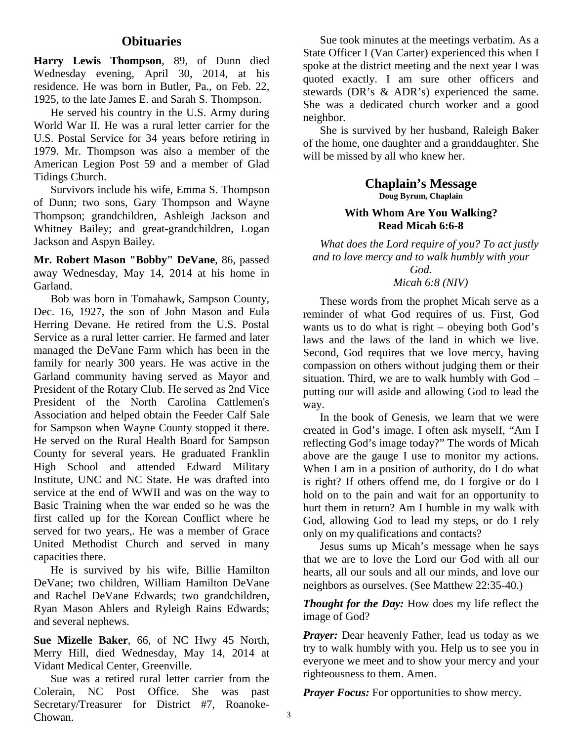## Obituaries

**Harry Lewis Thompson**, 89, of Dunn died Wednesday evening, April 30, 2014, at his residence. He was born in Butler, Pa., on Feb. 22, 1925, to the late James E. and Sarah S. Thompson.

He served his country in the U.S. Army during World War II. He was a rural letter carrier for the U.S. Postal Service for 34 years before retiring in 1979. Mr. Thompson was also a member of the American Legion Post 59 and a member of Glad Tidings Church.

Survivors include his wife, Emma S. Thompson of Dunn; two sons, Gary Thompson and Wayne Thompson; grandchildren, Ashleigh Jackson and Whitney Bailey; and great-grandchildren, Logan Jackson and Aspyn Bailey.

**Mr. Robert Mason "Bobby" DeVane**, 86, passed away Wednesday, May 14, 2014 at his home in Garland.

Bob was born in Tomahawk, Sampson County, Dec. 16, 1927, the son of John Mason and Eula Herring Devane. He retired from the U.S. Postal Service as a rural letter carrier. He farmed and later managed the DeVane Farm which has been in the family for nearly 300 years. He was active in the Garland community having served as Mayor and President of the Rotary Club. He served as 2nd Vice President of the North Carolina Cattlemen's Association and helped obtain the Feeder Calf Sale for Sampson when Wayne County stopped it there. He served on the Rural Health Board for Sampson County for several years. He graduated Franklin High School and attended Edward Military Institute, UNC and NC State. He was drafted into service at the end of WWII and was on the way to Basic Training when the war ended so he was the first called up for the Korean Conflict where he served for two years,. He was a member of Grace United Methodist Church and served in many capacities there.

He is survived by his wife, Billie Hamilton DeVane; two children, William Hamilton DeVane and Rachel DeVane Edwards; two grandchildren, Ryan Mason Ahlers and Ryleigh Rains Edwards; and several nephews.

**Sue Mizelle Baker**, 66, of NC Hwy 45 North, Merry Hill, died Wednesday, May 14, 2014 at Vidant Medical Center, Greenville.

Sue was a retired rural letter carrier from the Colerain, NC Post Office. She was past Secretary/Treasurer for District #7, Roanoke-Chowan.

Sue took minutes at the meetings verbatim. As a State Officer I (Van Carter) experienced this when I spoke at the district meeting and the next year I was quoted exactly. I am sure other officers and stewards (DR's & ADR's) experienced the same. She was a dedicated church worker and a good neighbor.

She is survived by her husband, Raleigh Baker of the home, one daughter and a granddaughter. She will be missed by all who knew her.

## Chaplain's Message

**Doug Byrum, Chaplain**

### With Whom Are You Walking? Read Micah 6:6-8

*What does the Lord require of you? To act justly and to love mercy and to walk humbly with your God.*
*Micah 6:8 (NIV)*

These words from the prophet Micah serve as a reminder of what God requires of us. First, God wants us to do what is right – obeying both God's laws and the laws of the land in which we live. Second, God requires that we love mercy, having compassion on others without judging them or their situation. Third, we are to walk humbly with God – putting our will aside and allowing God to lead the way.

In the book of Genesis, we learn that we were created in God's image. I often ask myself, "Am I reflecting God's image today?" The words of Micah above are the gauge I use to monitor my actions. When I am in a position of authority, do I do what is right? If others offend me, do I forgive or do I hold on to the pain and wait for an opportunity to hurt them in return? Am I humble in my walk with God, allowing God to lead my steps, or do I rely only on my qualifications and contacts?

Jesus sums up Micah's message when he says that we are to love the Lord our God with all our hearts, all our souls and all our minds, and love our neighbors as ourselves. (See Matthew 22:35-40.)

***Thought for the Day:*** How does my life reflect the image of God?

***Prayer:*** Dear heavenly Father, lead us today as we try to walk humbly with you. Help us to see you in everyone we meet and to show your mercy and your righteousness to them. Amen.

***Prayer Focus:*** For opportunities to show mercy.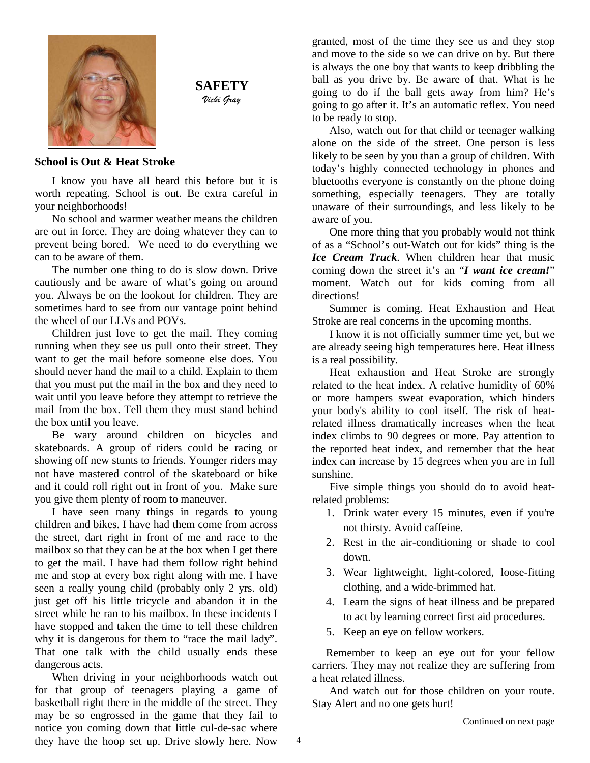## SAFETY

*Vicki Gray*

### School is Out & Heat Stroke

I know you have all heard this before but it is worth repeating. School is out. Be extra careful in your neighborhoods!

No school and warmer weather means the children are out in force. They are doing whatever they can to prevent being bored. We need to do everything we can to be aware of them.

The number one thing to do is slow down. Drive cautiously and be aware of what's going on around you. Always be on the lookout for children. They are sometimes hard to see from our vantage point behind the wheel of our LLVs and POVs.

Children just love to get the mail. They coming running when they see us pull onto their street. They want to get the mail before someone else does. You should never hand the mail to a child. Explain to them that you must put the mail in the box and they need to wait until you leave before they attempt to retrieve the mail from the box. Tell them they must stand behind the box until you leave.

Be wary around children on bicycles and skateboards. A group of riders could be racing or showing off new stunts to friends. Younger riders may not have mastered control of the skateboard or bike and it could roll right out in front of you. Make sure you give them plenty of room to maneuver.

I have seen many things in regards to young children and bikes. I have had them come from across the street, dart right in front of me and race to the mailbox so that they can be at the box when I get there to get the mail. I have had them follow right behind me and stop at every box right along with me. I have seen a really young child (probably only 2 yrs. old) just get off his little tricycle and abandon it in the street while he ran to his mailbox. In these incidents I have stopped and taken the time to tell these children why it is dangerous for them to "race the mail lady". That one talk with the child usually ends these dangerous acts.

When driving in your neighborhoods watch out for that group of teenagers playing a game of basketball right there in the middle of the street. They may be so engrossed in the game that they fail to notice you coming down that little cul-de-sac where they have the hoop set up. Drive slowly here. Now granted, most of the time they see us and they stop and move to the side so we can drive on by. But there is always the one boy that wants to keep dribbling the ball as you drive by. Be aware of that. What is he going to do if the ball gets away from him? He's going to go after it. It's an automatic reflex. You need to be ready to stop.

Also, watch out for that child or teenager walking alone on the side of the street. One person is less likely to be seen by you than a group of children. With today's highly connected technology in phones and bluetooths everyone is constantly on the phone doing something, especially teenagers. They are totally unaware of their surroundings, and less likely to be aware of you.

One more thing that you probably would not think of as a "School's out-Watch out for kids" thing is the ***Ice Cream Truck***. When children hear that music coming down the street it's an "***I want ice cream!***" moment. Watch out for kids coming from all directions!

Summer is coming. Heat Exhaustion and Heat Stroke are real concerns in the upcoming months.

I know it is not officially summer time yet, but we are already seeing high temperatures here. Heat illness is a real possibility.

Heat exhaustion and Heat Stroke are strongly related to the heat index. A relative humidity of 60% or more hampers sweat evaporation, which hinders your body's ability to cool itself. The risk of heat-related illness dramatically increases when the heat index climbs to 90 degrees or more. Pay attention to the reported heat index, and remember that the heat index can increase by 15 degrees when you are in full sunshine.

Five simple things you should do to avoid heat-related problems:

1. Drink water every 15 minutes, even if you're not thirsty. Avoid caffeine.
2. Rest in the air-conditioning or shade to cool down.
3. Wear lightweight, light-colored, loose-fitting clothing, and a wide-brimmed hat.
4. Learn the signs of heat illness and be prepared to act by learning correct first aid procedures.
5. Keep an eye on fellow workers.

Remember to keep an eye out for your fellow carriers. They may not realize they are suffering from a heat related illness.

And watch out for those children on your route. Stay Alert and no one gets hurt!

Continued on next page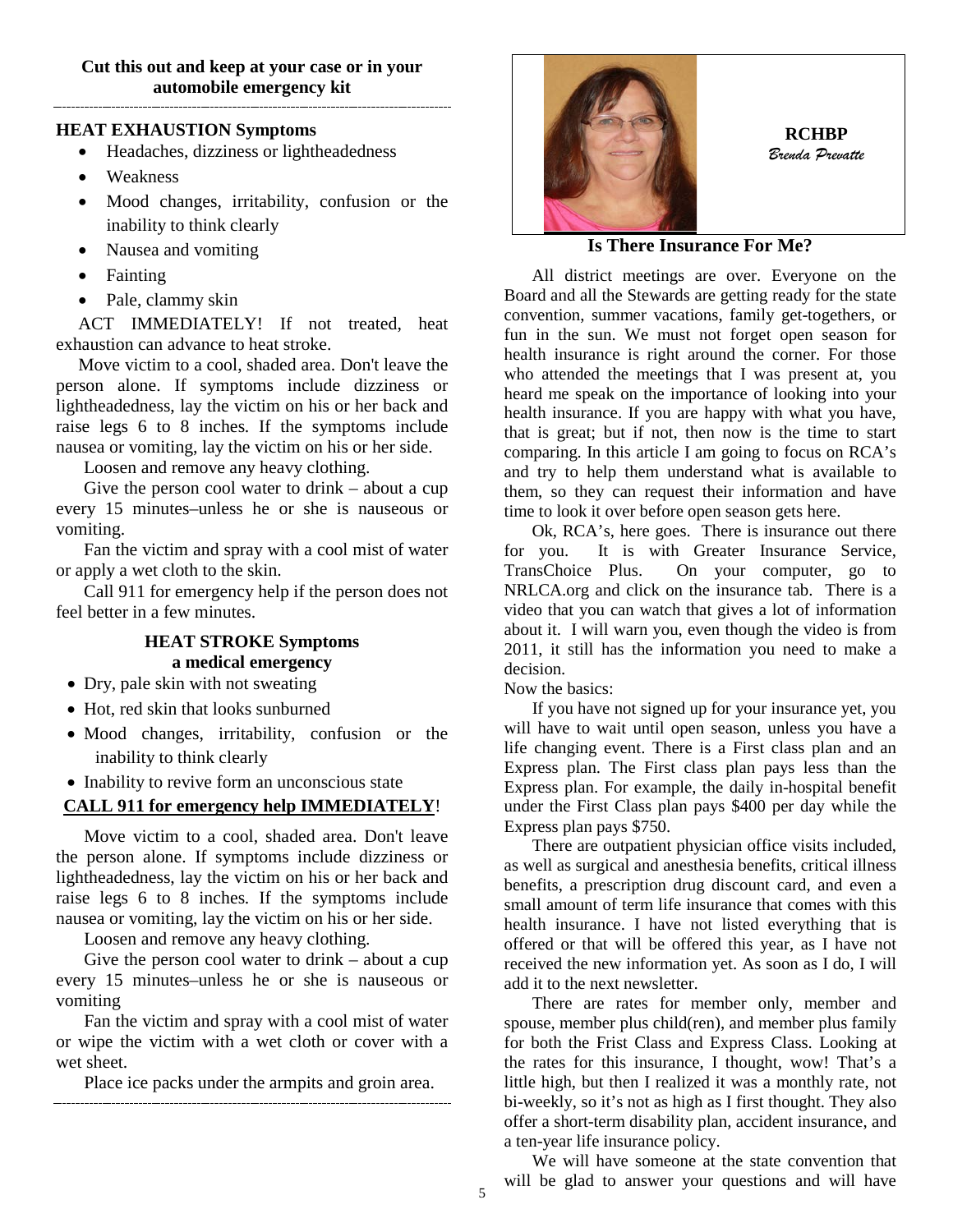**Cut this out and keep at your case or in your automobile emergency kit**

---

**HEAT EXHAUSTION Symptoms**

- Headaches, dizziness or lightheadedness
- Weakness
- Mood changes, irritability, confusion or the inability to think clearly
- Nausea and vomiting
- Fainting
- Pale, clammy skin

ACT IMMEDIATELY! If not treated, heat exhaustion can advance to heat stroke.

Move victim to a cool, shaded area. Don't leave the person alone. If symptoms include dizziness or lightheadedness, lay the victim on his or her back and raise legs 6 to 8 inches. If the symptoms include nausea or vomiting, lay the victim on his or her side.

Loosen and remove any heavy clothing.

Give the person cool water to drink – about a cup every 15 minutes–unless he or she is nauseous or vomiting.

Fan the victim and spray with a cool mist of water or apply a wet cloth to the skin.

Call 911 for emergency help if the person does not feel better in a few minutes.

**HEAT STROKE Symptoms**
**a medical emergency**

- Dry, pale skin with not sweating
- Hot, red skin that looks sunburned
- Mood changes, irritability, confusion or the inability to think clearly
- Inability to revive form an unconscious state

**CALL 911 for emergency help IMMEDIATELY**!

Move victim to a cool, shaded area. Don't leave the person alone. If symptoms include dizziness or lightheadedness, lay the victim on his or her back and raise legs 6 to 8 inches. If the symptoms include nausea or vomiting, lay the victim on his or her side.

Loosen and remove any heavy clothing.

Give the person cool water to drink – about a cup every 15 minutes–unless he or she is nauseous or vomiting

Fan the victim and spray with a cool mist of water or wipe the victim with a wet cloth or cover with a wet sheet.

Place ice packs under the armpits and groin area.

---

**RCHBP**
*Brenda Prevatte*

## Is There Insurance For Me?

All district meetings are over. Everyone on the Board and all the Stewards are getting ready for the state convention, summer vacations, family get-togethers, or fun in the sun. We must not forget open season for health insurance is right around the corner. For those who attended the meetings that I was present at, you heard me speak on the importance of looking into your health insurance. If you are happy with what you have, that is great; but if not, then now is the time to start comparing. In this article I am going to focus on RCA's and try to help them understand what is available to them, so they can request their information and have time to look it over before open season gets here.

Ok, RCA's, here goes. There is insurance out there for you. It is with Greater Insurance Service, TransChoice Plus. On your computer, go to NRLCA.org and click on the insurance tab. There is a video that you can watch that gives a lot of information about it. I will warn you, even though the video is from 2011, it still has the information you need to make a decision.

Now the basics:

If you have not signed up for your insurance yet, you will have to wait until open season, unless you have a life changing event. There is a First class plan and an Express plan. The First class plan pays less than the Express plan. For example, the daily in-hospital benefit under the First Class plan pays $400 per day while the Express plan pays $750.

There are outpatient physician office visits included, as well as surgical and anesthesia benefits, critical illness benefits, a prescription drug discount card, and even a small amount of term life insurance that comes with this health insurance. I have not listed everything that is offered or that will be offered this year, as I have not received the new information yet. As soon as I do, I will add it to the next newsletter.

There are rates for member only, member and spouse, member plus child(ren), and member plus family for both the Frist Class and Express Class. Looking at the rates for this insurance, I thought, wow! That's a little high, but then I realized it was a monthly rate, not bi-weekly, so it's not as high as I first thought. They also offer a short-term disability plan, accident insurance, and a ten-year life insurance policy.

We will have someone at the state convention that will be glad to answer your questions and will have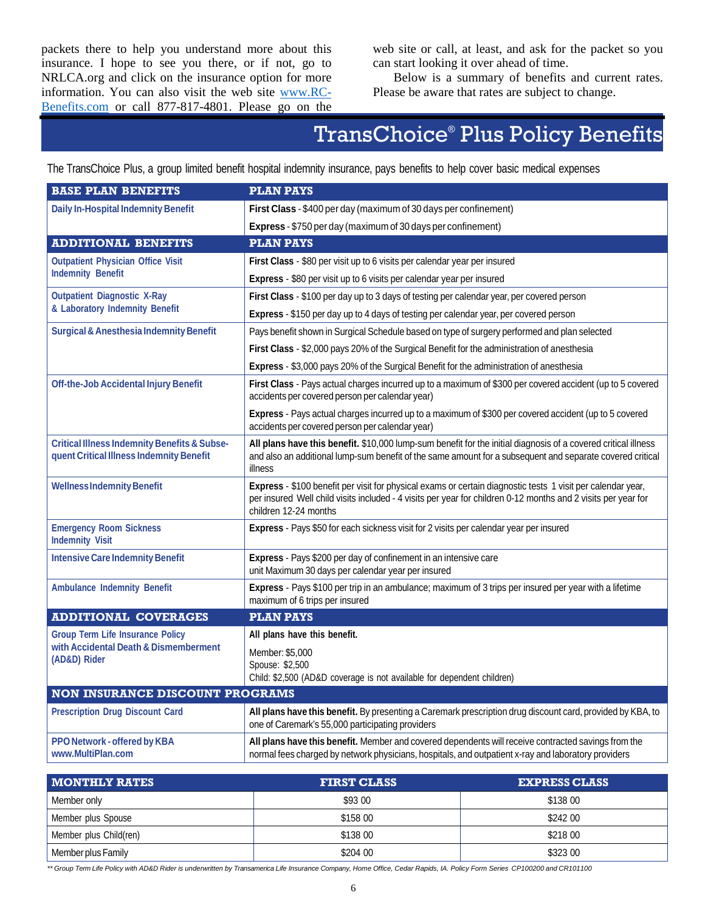packets there to help you understand more about this insurance. I hope to see you there, or if not, go to NRLCA.org and click on the insurance option for more information. You can also visit the web site www.RC-Benefits.com or call 877-817-4801. Please go on the web site or call, at least, and ask for the packet so you can start looking it over ahead of time.

Below is a summary of benefits and current rates. Please be aware that rates are subject to change.

# TransChoice® Plus Policy Benefits

The TransChoice Plus, a group limited benefit hospital indemnity insurance, pays benefits to help cover basic medical expenses

| BASE PLAN BENEFITS | PLAN PAYS |
|---|---|
| Daily In-Hospital Indemnity Benefit | **First Class** - $400 per day (maximum of 30 days per confinement) |
| | **Express** - $750 per day (maximum of 30 days per confinement) |
| **ADDITIONAL BENEFITS** | **PLAN PAYS** |
| Outpatient Physician Office Visit Indemnity Benefit | **First Class** - $80 per visit up to 6 visits per calendar year per insured |
| | **Express** - $80 per visit up to 6 visits per calendar year per insured |
| Outpatient Diagnostic X-Ray & Laboratory Indemnity Benefit | **First Class** - $100 per day up to 3 days of testing per calendar year, per covered person |
| | **Express** - $150 per day up to 4 days of testing per calendar year, per covered person |
| Surgical & Anesthesia Indemnity Benefit | Pays benefit shown in Surgical Schedule based on type of surgery performed and plan selected |
| | **First Class** - $2,000 pays 20% of the Surgical Benefit for the administration of anesthesia |
| | **Express** - $3,000 pays 20% of the Surgical Benefit for the administration of anesthesia |
| Off-the-Job Accidental Injury Benefit | **First Class** - Pays actual charges incurred up to a maximum of $300 per covered accident (up to 5 covered accidents per covered person per calendar year) |
| | **Express** - Pays actual charges incurred up to a maximum of $300 per covered accident (up to 5 covered accidents per covered person per calendar year) |
| Critical Illness Indemnity Benefits & Subsequent Critical Illness Indemnity Benefit | **All plans have this benefit.** $10,000 lump-sum benefit for the initial diagnosis of a covered critical illness and also an additional lump-sum benefit of the same amount for a subsequent and separate covered critical illness |
| Wellness Indemnity Benefit | **Express** - $100 benefit per visit for physical exams or certain diagnostic tests 1 visit per calendar year, per insured Well child visits included - 4 visits per year for children 0-12 months and 2 visits per year for children 12-24 months |
| Emergency Room Sickness Indemnity Visit | **Express** - Pays $50 for each sickness visit for 2 visits per calendar year per insured |
| Intensive Care Indemnity Benefit | **Express** - Pays $200 per day of confinement in an intensive care unit Maximum 30 days per calendar year per insured |
| Ambulance Indemnity Benefit | **Express** - Pays $100 per trip in an ambulance; maximum of 3 trips per insured per year with a lifetime maximum of 6 trips per insured |
| **ADDITIONAL COVERAGES** | **PLAN PAYS** |
| Group Term Life Insurance Policy with Accidental Death & Dismemberment (AD&D) Rider | **All plans have this benefit.** Member: $5,000 Spouse: $2,500 Child: $2,500 (AD&D coverage is not available for dependent children) |
| **NON INSURANCE DISCOUNT PROGRAMS** | |
| Prescription Drug Discount Card | **All plans have this benefit.** By presenting a Caremark prescription drug discount card, provided by KBA, to one of Caremark's 55,000 participating providers |
| PPO Network - offered by KBA www.MultiPlan.com | **All plans have this benefit.** Member and covered dependents will receive contracted savings from the normal fees charged by network physicians, hospitals, and outpatient x-ray and laboratory providers |

| MONTHLY RATES | FIRST CLASS | EXPRESS CLASS |
|---|---|---|
| Member only | $93 00 | $138 00 |
| Member plus Spouse | $158 00 | $242 00 |
| Member plus Child(ren) | $138 00 | $218 00 |
| Member plus Family | $204 00 | $323 00 |

*** Group Term Life Policy with AD&D Rider is underwritten by Transamerica Life Insurance Company, Home Office, Cedar Rapids, IA. Policy Form Series CP100200 and CR101100*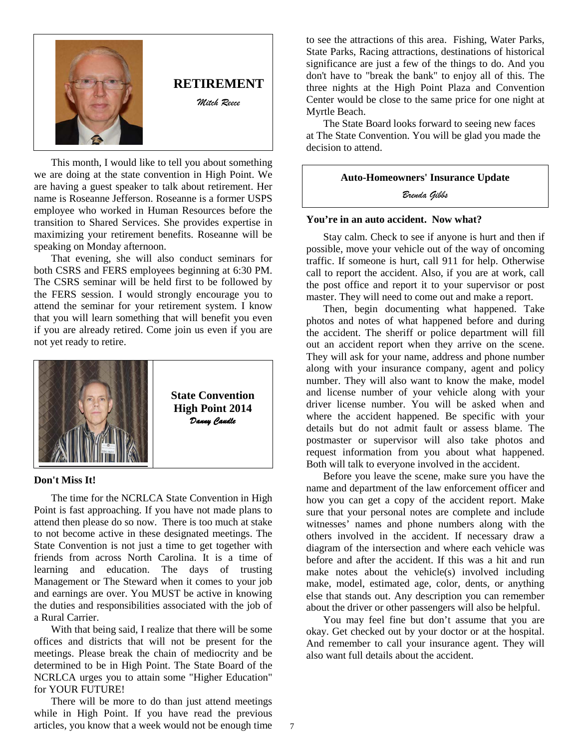## RETIREMENT

*Mitch Reece*

This month, I would like to tell you about something we are doing at the state convention in High Point. We are having a guest speaker to talk about retirement. Her name is Roseanne Jefferson. Roseanne is a former USPS employee who worked in Human Resources before the transition to Shared Services. She provides expertise in maximizing your retirement benefits. Roseanne will be speaking on Monday afternoon.

That evening, she will also conduct seminars for both CSRS and FERS employees beginning at 6:30 PM. The CSRS seminar will be held first to be followed by the FERS session. I would strongly encourage you to attend the seminar for your retirement system. I know that you will learn something that will benefit you even if you are already retired. Come join us even if you are not yet ready to retire.

## State Convention High Point 2014

*Danny Caudle*

**Don't Miss It!**

The time for the NCRLCA State Convention in High Point is fast approaching. If you have not made plans to attend then please do so now. There is too much at stake to not become active in these designated meetings. The State Convention is not just a time to get together with friends from across North Carolina. It is a time of learning and education. The days of trusting Management or The Steward when it comes to your job and earnings are over. You MUST be active in knowing the duties and responsibilities associated with the job of a Rural Carrier.

With that being said, I realize that there will be some offices and districts that will not be present for the meetings. Please break the chain of mediocrity and be determined to be in High Point. The State Board of the NCRLCA urges you to attain some "Higher Education" for YOUR FUTURE!

There will be more to do than just attend meetings while in High Point. If you have read the previous articles, you know that a week would not be enough time to see the attractions of this area. Fishing, Water Parks, State Parks, Racing attractions, destinations of historical significance are just a few of the things to do. And you don't have to "break the bank" to enjoy all of this. The three nights at the High Point Plaza and Convention Center would be close to the same price for one night at Myrtle Beach.

The State Board looks forward to seeing new faces at The State Convention. You will be glad you made the decision to attend.

## Auto-Homeowners' Insurance Update

*Brenda Gibbs*

**You're in an auto accident. Now what?**

Stay calm. Check to see if anyone is hurt and then if possible, move your vehicle out of the way of oncoming traffic. If someone is hurt, call 911 for help. Otherwise call to report the accident. Also, if you are at work, call the post office and report it to your supervisor or post master. They will need to come out and make a report.

Then, begin documenting what happened. Take photos and notes of what happened before and during the accident. The sheriff or police department will fill out an accident report when they arrive on the scene. They will ask for your name, address and phone number along with your insurance company, agent and policy number. They will also want to know the make, model and license number of your vehicle along with your driver license number. You will be asked when and where the accident happened. Be specific with your details but do not admit fault or assess blame. The postmaster or supervisor will also take photos and request information from you about what happened. Both will talk to everyone involved in the accident.

Before you leave the scene, make sure you have the name and department of the law enforcement officer and how you can get a copy of the accident report. Make sure that your personal notes are complete and include witnesses' names and phone numbers along with the others involved in the accident. If necessary draw a diagram of the intersection and where each vehicle was before and after the accident. If this was a hit and run make notes about the vehicle(s) involved including make, model, estimated age, color, dents, or anything else that stands out. Any description you can remember about the driver or other passengers will also be helpful.

You may feel fine but don't assume that you are okay. Get checked out by your doctor or at the hospital. And remember to call your insurance agent. They will also want full details about the accident.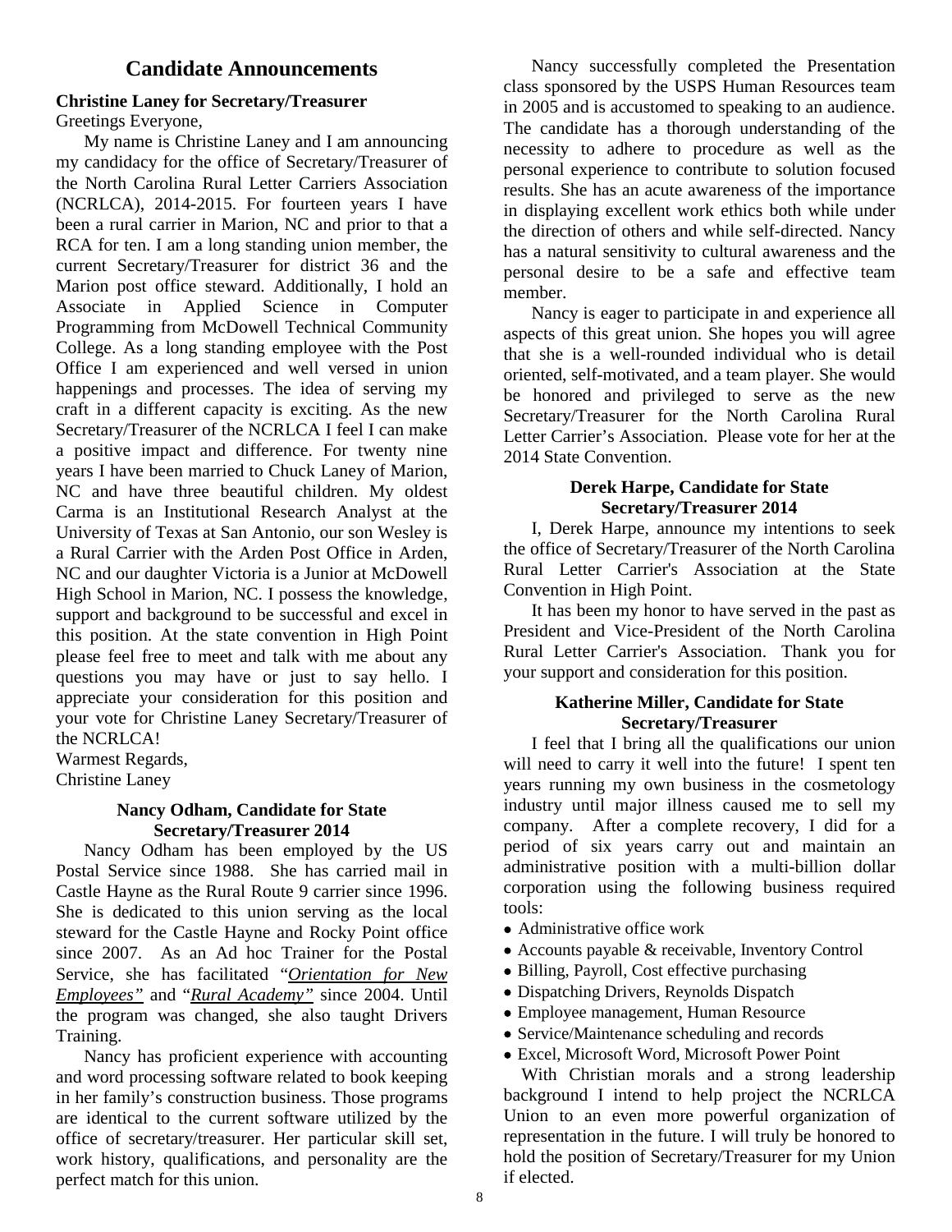# Candidate Announcements

**Christine Laney for Secretary/Treasurer**

Greetings Everyone,

My name is Christine Laney and I am announcing my candidacy for the office of Secretary/Treasurer of the North Carolina Rural Letter Carriers Association (NCRLCA), 2014-2015. For fourteen years I have been a rural carrier in Marion, NC and prior to that a RCA for ten. I am a long standing union member, the current Secretary/Treasurer for district 36 and the Marion post office steward. Additionally, I hold an Associate in Applied Science in Computer Programming from McDowell Technical Community College. As a long standing employee with the Post Office I am experienced and well versed in union happenings and processes. The idea of serving my craft in a different capacity is exciting. As the new Secretary/Treasurer of the NCRLCA I feel I can make a positive impact and difference. For twenty nine years I have been married to Chuck Laney of Marion, NC and have three beautiful children. My oldest Carma is an Institutional Research Analyst at the University of Texas at San Antonio, our son Wesley is a Rural Carrier with the Arden Post Office in Arden, NC and our daughter Victoria is a Junior at McDowell High School in Marion, NC. I possess the knowledge, support and background to be successful and excel in this position. At the state convention in High Point please feel free to meet and talk with me about any questions you may have or just to say hello. I appreciate your consideration for this position and your vote for Christine Laney Secretary/Treasurer of the NCRLCA!

Warmest Regards,
Christine Laney

**Nancy Odham, Candidate for State Secretary/Treasurer 2014**

Nancy Odham has been employed by the US Postal Service since 1988. She has carried mail in Castle Hayne as the Rural Route 9 carrier since 1996. She is dedicated to this union serving as the local steward for the Castle Hayne and Rocky Point office since 2007. As an Ad hoc Trainer for the Postal Service, she has facilitated "*Orientation for New Employees"* and "*Rural Academy"* since 2004. Until the program was changed, she also taught Drivers Training.

Nancy has proficient experience with accounting and word processing software related to book keeping in her family's construction business. Those programs are identical to the current software utilized by the office of secretary/treasurer. Her particular skill set, work history, qualifications, and personality are the perfect match for this union.

Nancy successfully completed the Presentation class sponsored by the USPS Human Resources team in 2005 and is accustomed to speaking to an audience. The candidate has a thorough understanding of the necessity to adhere to procedure as well as the personal experience to contribute to solution focused results. She has an acute awareness of the importance in displaying excellent work ethics both while under the direction of others and while self-directed. Nancy has a natural sensitivity to cultural awareness and the personal desire to be a safe and effective team member.

Nancy is eager to participate in and experience all aspects of this great union. She hopes you will agree that she is a well-rounded individual who is detail oriented, self-motivated, and a team player. She would be honored and privileged to serve as the new Secretary/Treasurer for the North Carolina Rural Letter Carrier's Association. Please vote for her at the 2014 State Convention.

**Derek Harpe, Candidate for State Secretary/Treasurer 2014**

I, Derek Harpe, announce my intentions to seek the office of Secretary/Treasurer of the North Carolina Rural Letter Carrier's Association at the State Convention in High Point.

It has been my honor to have served in the past as President and Vice-President of the North Carolina Rural Letter Carrier's Association. Thank you for your support and consideration for this position.

**Katherine Miller, Candidate for State Secretary/Treasurer**

I feel that I bring all the qualifications our union will need to carry it well into the future! I spent ten years running my own business in the cosmetology industry until major illness caused me to sell my company. After a complete recovery, I did for a period of six years carry out and maintain an administrative position with a multi-billion dollar corporation using the following business required tools:

- Administrative office work
- Accounts payable & receivable, Inventory Control
- Billing, Payroll, Cost effective purchasing
- Dispatching Drivers, Reynolds Dispatch
- Employee management, Human Resource
- Service/Maintenance scheduling and records
- Excel, Microsoft Word, Microsoft Power Point

With Christian morals and a strong leadership background I intend to help project the NCRLCA Union to an even more powerful organization of representation in the future. I will truly be honored to hold the position of Secretary/Treasurer for my Union if elected.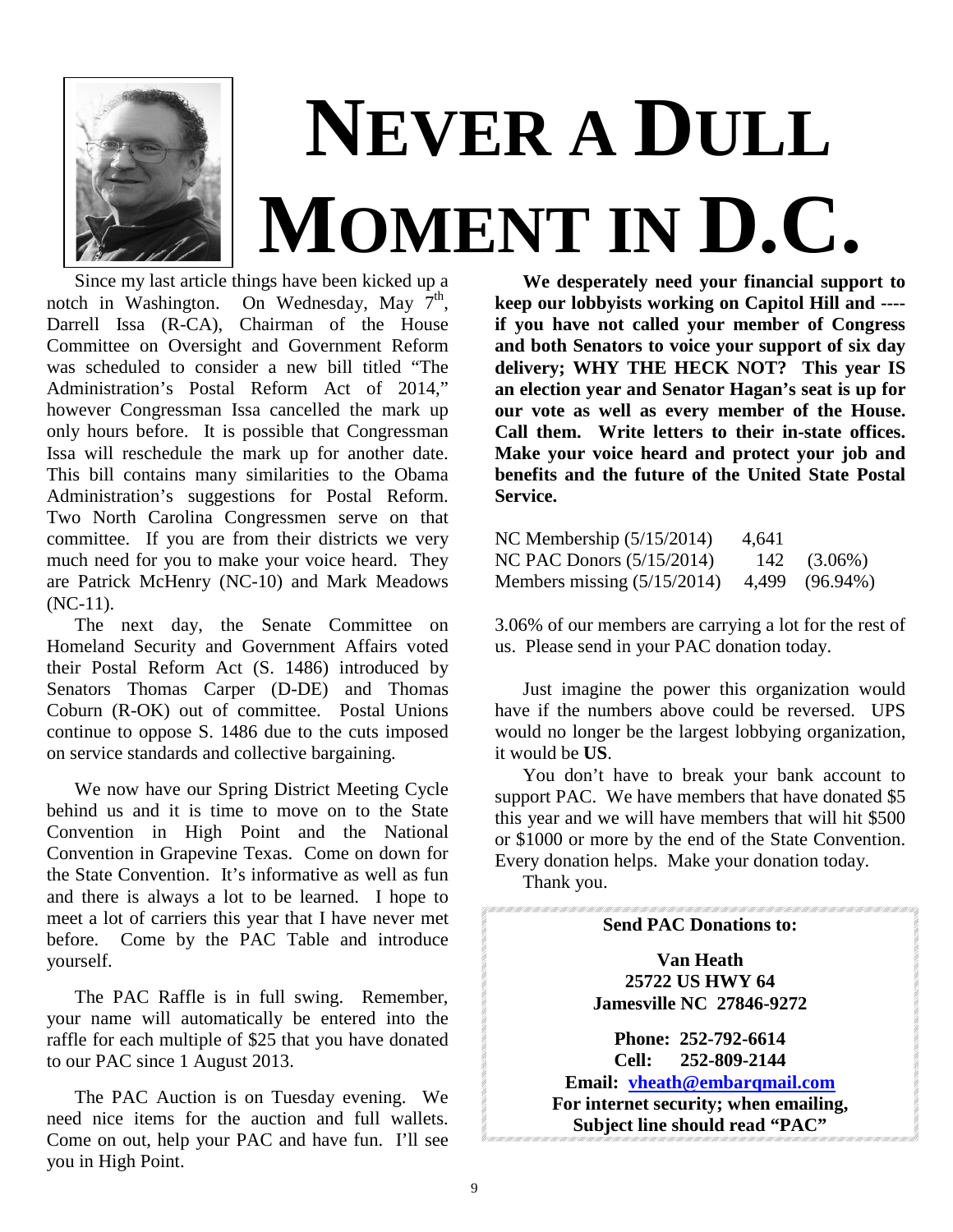# NEVER A DULL MOMENT IN D.C.

Since my last article things have been kicked up a notch in Washington. On Wednesday, May 7th, Darrell Issa (R-CA), Chairman of the House Committee on Oversight and Government Reform was scheduled to consider a new bill titled "The Administration's Postal Reform Act of 2014," however Congressman Issa cancelled the mark up only hours before. It is possible that Congressman Issa will reschedule the mark up for another date. This bill contains many similarities to the Obama Administration's suggestions for Postal Reform. Two North Carolina Congressmen serve on that committee. If you are from their districts we very much need for you to make your voice heard. They are Patrick McHenry (NC-10) and Mark Meadows (NC-11).

The next day, the Senate Committee on Homeland Security and Government Affairs voted their Postal Reform Act (S. 1486) introduced by Senators Thomas Carper (D-DE) and Thomas Coburn (R-OK) out of committee. Postal Unions continue to oppose S. 1486 due to the cuts imposed on service standards and collective bargaining.

We now have our Spring District Meeting Cycle behind us and it is time to move on to the State Convention in High Point and the National Convention in Grapevine Texas. Come on down for the State Convention. It's informative as well as fun and there is always a lot to be learned. I hope to meet a lot of carriers this year that I have never met before. Come by the PAC Table and introduce yourself.

The PAC Raffle is in full swing. Remember, your name will automatically be entered into the raffle for each multiple of $25 that you have donated to our PAC since 1 August 2013.

The PAC Auction is on Tuesday evening. We need nice items for the auction and full wallets. Come on out, help your PAC and have fun. I'll see you in High Point.

**We desperately need your financial support to keep our lobbyists working on Capitol Hill and ---- if you have not called your member of Congress and both Senators to voice your support of six day delivery; WHY THE HECK NOT? This year IS an election year and Senator Hagan's seat is up for our vote as well as every member of the House. Call them. Write letters to their in-state offices. Make your voice heard and protect your job and benefits and the future of the United State Postal Service.**

| | | |
|---|---|---|
| NC Membership (5/15/2014) | 4,641 | |
| NC PAC Donors (5/15/2014) | 142 | (3.06%) |
| Members missing (5/15/2014) | 4,499 | (96.94%) |

3.06% of our members are carrying a lot for the rest of us. Please send in your PAC donation today.

Just imagine the power this organization would have if the numbers above could be reversed. UPS would no longer be the largest lobbying organization, it would be **US**.

You don't have to break your bank account to support PAC. We have members that have donated $5 this year and we will have members that will hit $500 or $1000 or more by the end of the State Convention. Every donation helps. Make your donation today.

Thank you.

**Send PAC Donations to:**

**Van Heath**
**25722 US HWY 64**
**Jamesville NC 27846-9272**

**Phone: 252-792-6614**
**Cell: 252-809-2144**
**Email: vheath@embarqmail.com**
**For internet security; when emailing, Subject line should read "PAC"**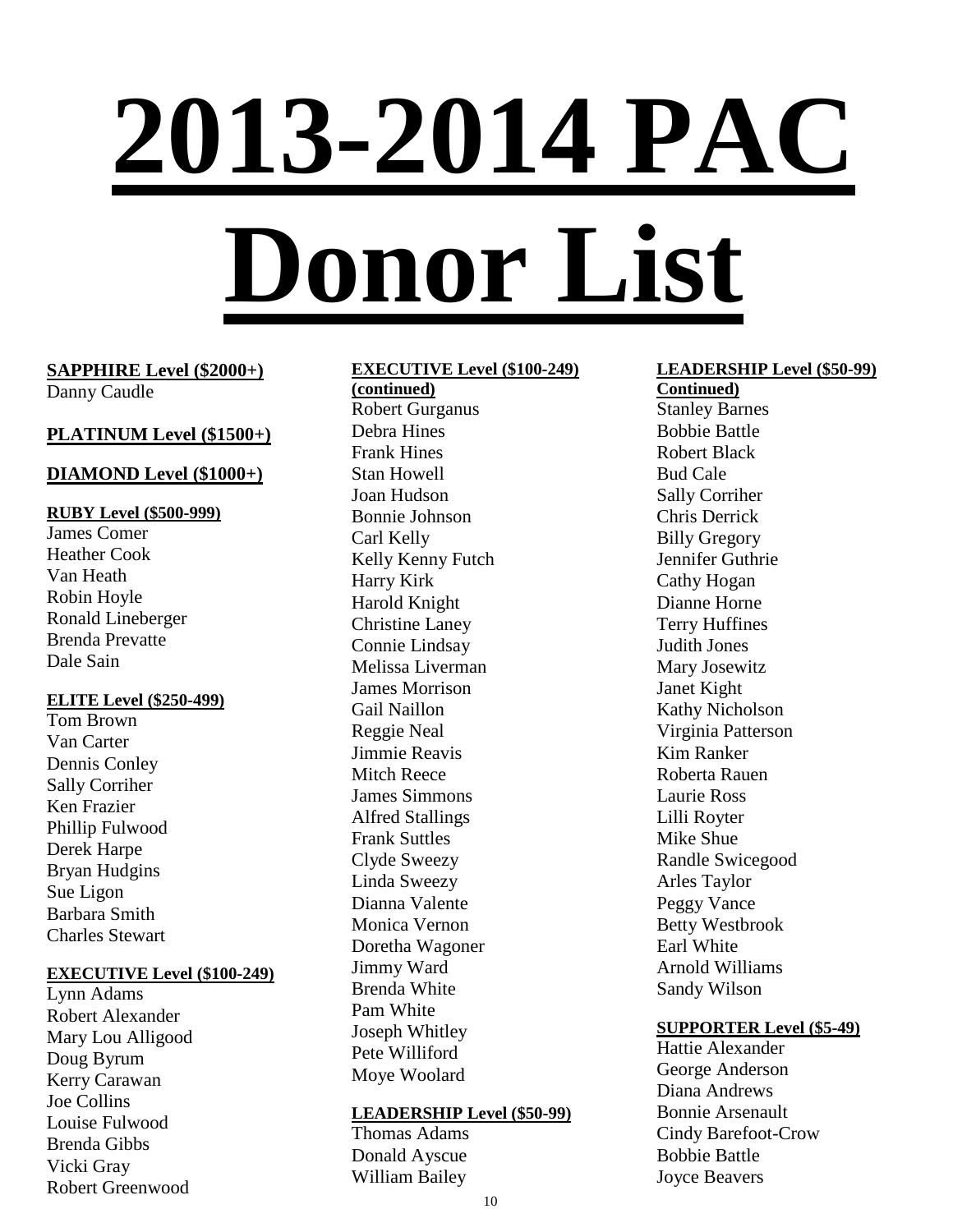# 2013-2014 PAC Donor List

**SAPPHIRE Level ($2000+)**

Danny Caudle

**PLATINUM Level ($1500+)**

**DIAMOND Level ($1000+)**

**RUBY Level ($500-999)**

James Comer
Heather Cook
Van Heath
Robin Hoyle
Ronald Lineberger
Brenda Prevatte
Dale Sain

**ELITE Level ($250-499)**

Tom Brown
Van Carter
Dennis Conley
Sally Corriher
Ken Frazier
Phillip Fulwood
Derek Harpe
Bryan Hudgins
Sue Ligon
Barbara Smith
Charles Stewart

**EXECUTIVE Level ($100-249)**

Lynn Adams
Robert Alexander
Mary Lou Alligood
Doug Byrum
Kerry Carawan
Joe Collins
Louise Fulwood
Brenda Gibbs
Vicki Gray
Robert Greenwood

**EXECUTIVE Level ($100-249) (continued)**

Robert Gurganus
Debra Hines
Frank Hines
Stan Howell
Joan Hudson
Bonnie Johnson
Carl Kelly
Kelly Kenny Futch
Harry Kirk
Harold Knight
Christine Laney
Connie Lindsay
Melissa Liverman
James Morrison
Gail Naillon
Reggie Neal
Jimmie Reavis
Mitch Reece
James Simmons
Alfred Stallings
Frank Suttles
Clyde Sweezy
Linda Sweezy
Dianna Valente
Monica Vernon
Doretha Wagoner
Jimmy Ward
Brenda White
Pam White
Joseph Whitley
Pete Williford
Moye Woolard

**LEADERSHIP Level ($50-99)**

Thomas Adams
Donald Ayscue
William Bailey

**LEADERSHIP Level ($50-99) Continued)**

Stanley Barnes
Bobbie Battle
Robert Black
Bud Cale
Sally Corriher
Chris Derrick
Billy Gregory
Jennifer Guthrie
Cathy Hogan
Dianne Horne
Terry Huffines
Judith Jones
Mary Josewitz
Janet Kight
Kathy Nicholson
Virginia Patterson
Kim Ranker
Roberta Rauen
Laurie Ross
Lilli Royter
Mike Shue
Randle Swicegood
Arles Taylor
Peggy Vance
Betty Westbrook
Earl White
Arnold Williams
Sandy Wilson

**SUPPORTER Level ($5-49)**

Hattie Alexander
George Anderson
Diana Andrews
Bonnie Arsenault
Cindy Barefoot-Crow
Bobbie Battle
Joyce Beavers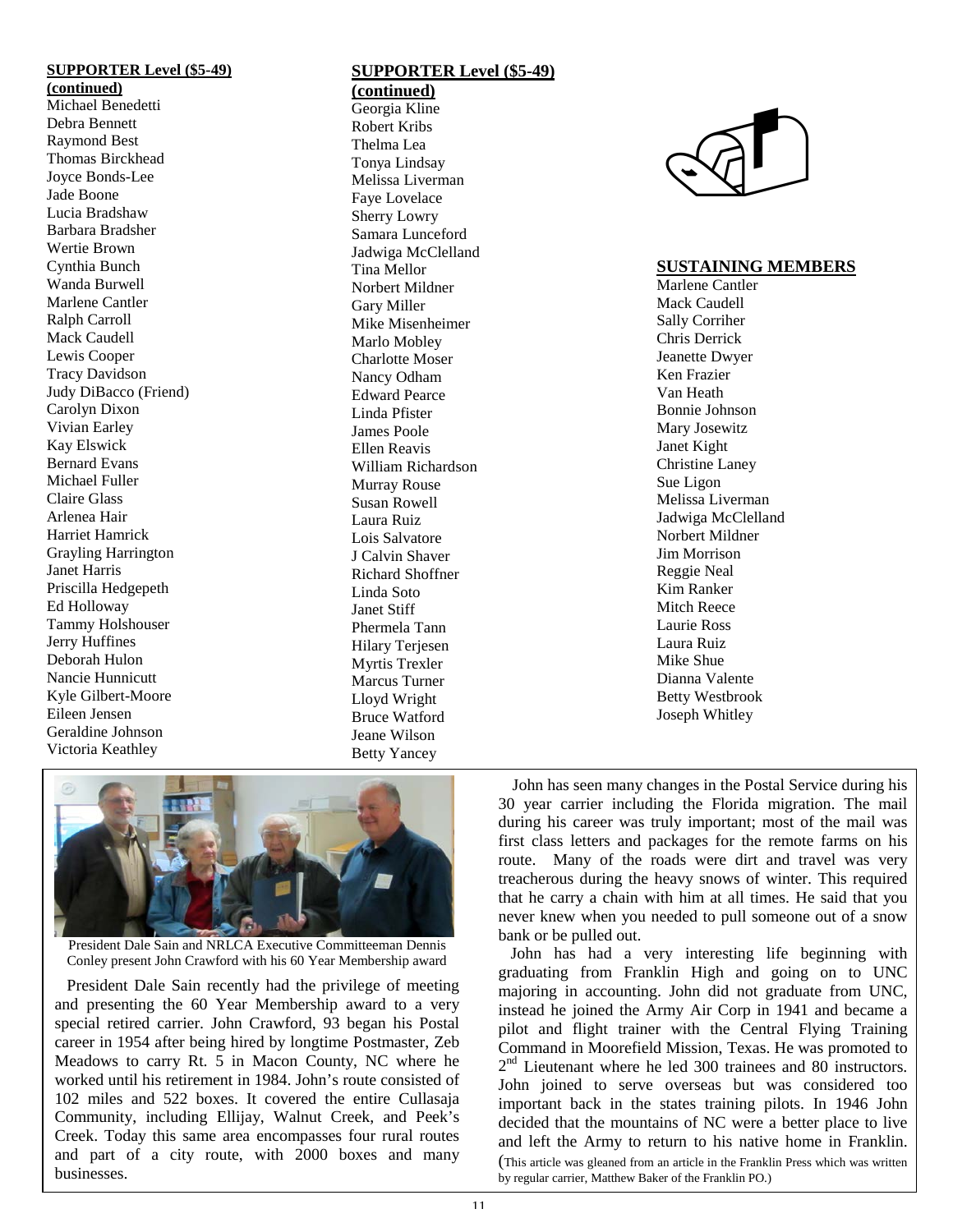**SUPPORTER Level ($5-49) (continued)**

Michael Benedetti
Debra Bennett
Raymond Best
Thomas Birckhead
Joyce Bonds-Lee
Jade Boone
Lucia Bradshaw
Barbara Bradsher
Wertie Brown
Cynthia Bunch
Wanda Burwell
Marlene Cantler
Ralph Carroll
Mack Caudell
Lewis Cooper
Tracy Davidson
Judy DiBacco (Friend)
Carolyn Dixon
Vivian Earley
Kay Elswick
Bernard Evans
Michael Fuller
Claire Glass
Arlenea Hair
Harriet Hamrick
Grayling Harrington
Janet Harris
Priscilla Hedgepeth
Ed Holloway
Tammy Holshouser
Jerry Huffines
Deborah Hulon
Nancie Hunnicutt
Kyle Gilbert-Moore
Eileen Jensen
Geraldine Johnson
Victoria Keathley

**SUPPORTER Level ($5-49) (continued)**

Georgia Kline
Robert Kribs
Thelma Lea
Tonya Lindsay
Melissa Liverman
Faye Lovelace
Sherry Lowry
Samara Lunceford
Jadwiga McClelland
Tina Mellor
Norbert Mildner
Gary Miller
Mike Misenheimer
Marlo Mobley
Charlotte Moser
Nancy Odham
Edward Pearce
Linda Pfister
James Poole
Ellen Reavis
William Richardson
Murray Rouse
Susan Rowell
Laura Ruiz
Lois Salvatore
J Calvin Shaver
Richard Shoffner
Linda Soto
Janet Stiff
Phermela Tann
Hilary Terjesen
Myrtis Trexler
Marcus Turner
Lloyd Wright
Bruce Watford
Jeane Wilson
Betty Yancey

**SUSTAINING MEMBERS**

Marlene Cantler
Mack Caudell
Sally Corriher
Chris Derrick
Jeanette Dwyer
Ken Frazier
Van Heath
Bonnie Johnson
Mary Josewitz
Janet Kight
Christine Laney
Sue Ligon
Melissa Liverman
Jadwiga McClelland
Norbert Mildner
Jim Morrison
Reggie Neal
Kim Ranker
Mitch Reece
Laurie Ross
Laura Ruiz
Mike Shue
Dianna Valente
Betty Westbrook
Joseph Whitley

President Dale Sain and NRLCA Executive Committeeman Dennis Conley present John Crawford with his 60 Year Membership award

President Dale Sain recently had the privilege of meeting and presenting the 60 Year Membership award to a very special retired carrier. John Crawford, 93 began his Postal career in 1954 after being hired by longtime Postmaster, Zeb Meadows to carry Rt. 5 in Macon County, NC where he worked until his retirement in 1984. John's route consisted of 102 miles and 522 boxes. It covered the entire Cullasaja Community, including Ellijay, Walnut Creek, and Peek's Creek. Today this same area encompasses four rural routes and part of a city route, with 2000 boxes and many businesses.

John has seen many changes in the Postal Service during his 30 year carrier including the Florida migration. The mail during his career was truly important; most of the mail was first class letters and packages for the remote farms on his route. Many of the roads were dirt and travel was very treacherous during the heavy snows of winter. This required that he carry a chain with him at all times. He said that you never knew when you needed to pull someone out of a snow bank or be pulled out.

John has had a very interesting life beginning with graduating from Franklin High and going on to UNC majoring in accounting. John did not graduate from UNC, instead he joined the Army Air Corp in 1941 and became a pilot and flight trainer with the Central Flying Training Command in Moorefield Mission, Texas. He was promoted to 2nd Lieutenant where he led 300 trainees and 80 instructors. John joined to serve overseas but was considered too important back in the states training pilots. In 1946 John decided that the mountains of NC were a better place to live and left the Army to return to his native home in Franklin. (This article was gleaned from an article in the Franklin Press which was written by regular carrier, Matthew Baker of the Franklin PO.)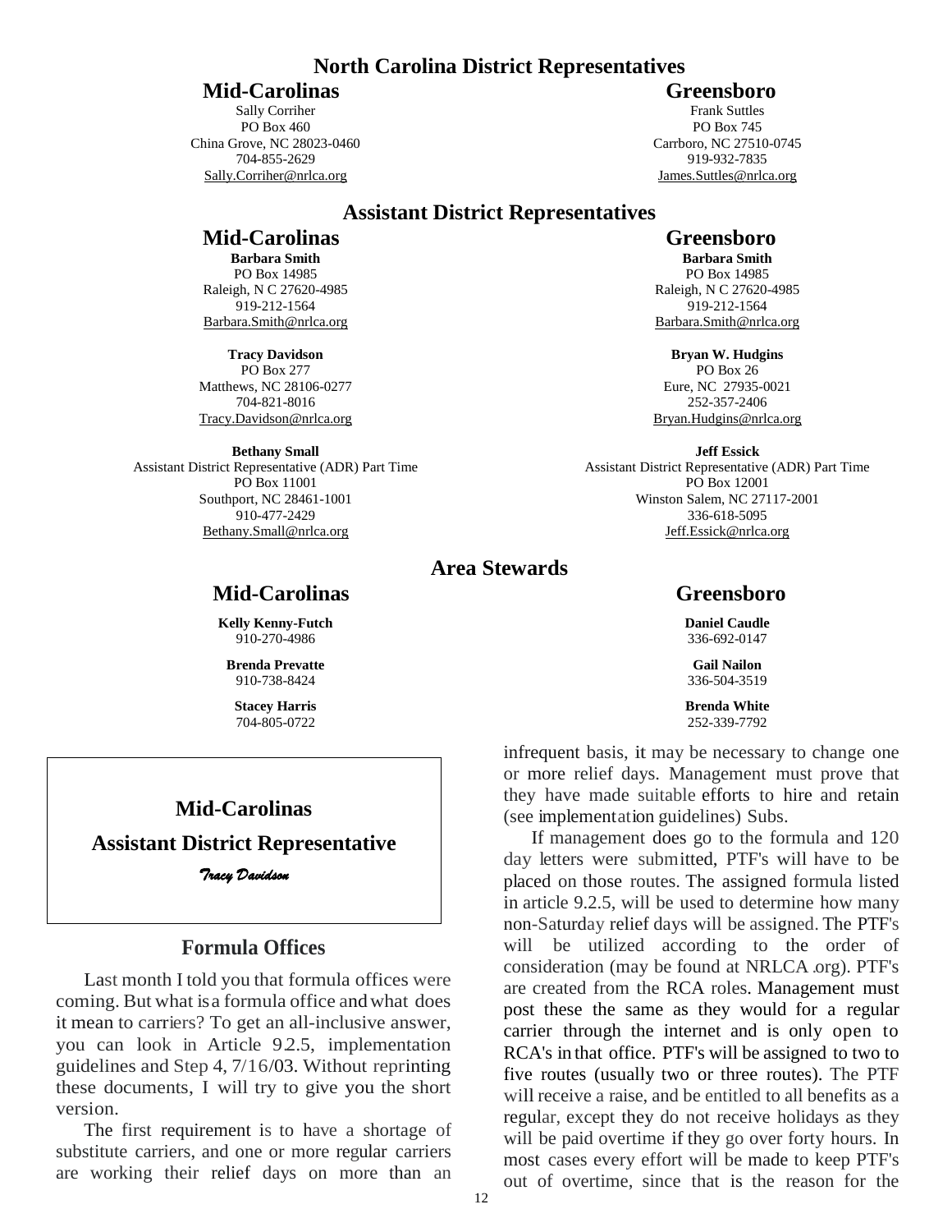# North Carolina District Representatives

## Mid-Carolinas

Sally Corriher
PO Box 460
China Grove, NC 28023-0460
704-855-2629
Sally.Corriher@nrlca.org

## Greensboro

Frank Suttles
PO Box 745
Carrboro, NC 27510-0745
919-932-7835
James.Suttles@nrlca.org

# Assistant District Representatives

## Mid-Carolinas

**Barbara Smith**
PO Box 14985
Raleigh, N C 27620-4985
919-212-1564
Barbara.Smith@nrlca.org

**Tracy Davidson**
PO Box 277
Matthews, NC 28106-0277
704-821-8016
Tracy.Davidson@nrlca.org

**Bethany Small**
Assistant District Representative (ADR) Part Time
PO Box 11001
Southport, NC 28461-1001
910-477-2429
Bethany.Small@nrlca.org

## Greensboro

**Barbara Smith**
PO Box 14985
Raleigh, N C 27620-4985
919-212-1564
Barbara.Smith@nrlca.org

**Bryan W. Hudgins**
PO Box 26
Eure, NC 27935-0021
252-357-2406
Bryan.Hudgins@nrlca.org

**Jeff Essick**
Assistant District Representative (ADR) Part Time
PO Box 12001
Winston Salem, NC 27117-2001
336-618-5095
Jeff.Essick@nrlca.org

# Area Stewards

## Mid-Carolinas

**Kelly Kenny-Futch**
910-270-4986

**Brenda Prevatte**
910-738-8424

**Stacey Harris**
704-805-0722

## Greensboro

**Daniel Caudle**
336-692-0147

**Gail Nailon**
336-504-3519

**Brenda White**
252-339-7792

---

## Mid-Carolinas

## Assistant District Representative

*Tracy Davidson*

---

### Formula Offices

Last month I told you that formula offices were coming. But what is a formula office and what does it mean to carriers? To get an all-inclusive answer, you can look in Article 9.2.5, implementation guidelines and Step 4, 7/16/03. Without reprinting these documents, I will try to give you the short version.

The first requirement is to have a shortage of substitute carriers, and one or more regular carriers are working their relief days on more than an infrequent basis, it may be necessary to change one or more relief days. Management must prove that they have made suitable efforts to hire and retain (see implementation guidelines) Subs.

If management does go to the formula and 120 day letters were submitted, PTF's will have to be placed on those routes. The assigned formula listed in article 9.2.5, will be used to determine how many non-Saturday relief days will be assigned. The PTF's will be utilized according to the order of consideration (may be found at NRLCA.org). PTF's are created from the RCA roles. Management must post these the same as they would for a regular carrier through the internet and is only open to RCA's in that office. PTF's will be assigned to two to five routes (usually two or three routes). The PTF will receive a raise, and be entitled to all benefits as a regular, except they do not receive holidays as they will be paid overtime if they go over forty hours. In most cases every effort will be made to keep PTF's out of overtime, since that is the reason for the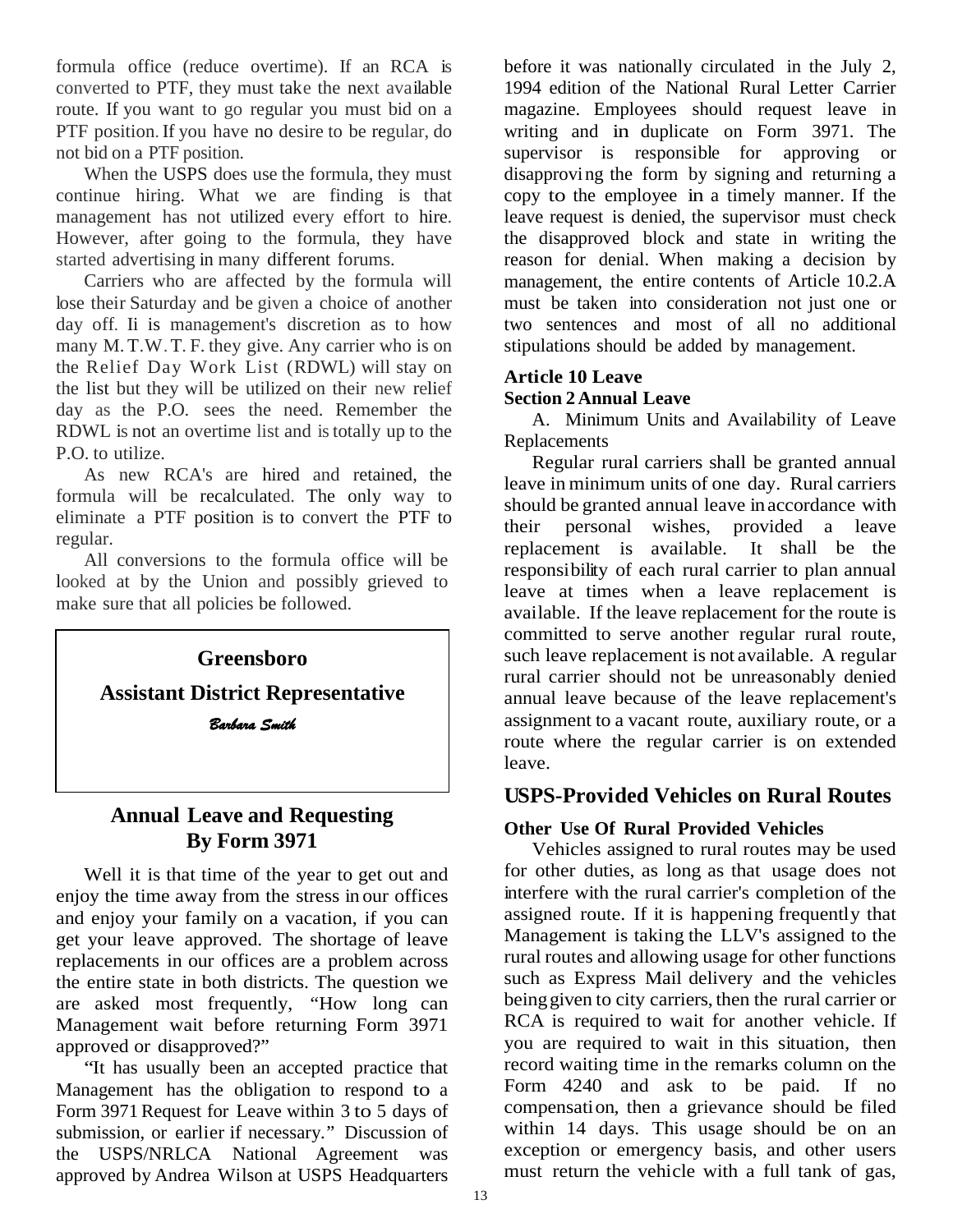formula office (reduce overtime). If an RCA is converted to PTF, they must take the next available route. If you want to go regular you must bid on a PTF position. If you have no desire to be regular, do not bid on a PTF position.

When the USPS does use the formula, they must continue hiring. What we are finding is that management has not utilized every effort to hire. However, after going to the formula, they have started advertising in many different forums.

Carriers who are affected by the formula will lose their Saturday and be given a choice of another day off. Ii is management's discretion as to how many M.T.W.T.F. they give. Any carrier who is on the Relief Day Work List (RDWL) will stay on the list but they will be utilized on their new relief day as the P.O. sees the need. Remember the RDWL is not an overtime list and is totally up to the P.O. to utilize.

As new RCA's are hired and retained, the formula will be recalculated. The only way to eliminate a PTF position is to convert the PTF to regular.

All conversions to the formula office will be looked at by the Union and possibly grieved to make sure that all policies be followed.

**Greensboro**

**Assistant District Representative**

*Barbara Smith*

## Annual Leave and Requesting By Form 3971

Well it is that time of the year to get out and enjoy the time away from the stress in our offices and enjoy your family on a vacation, if you can get your leave approved. The shortage of leave replacements in our offices are a problem across the entire state in both districts. The question we are asked most frequently, "How long can Management wait before returning Form 3971 approved or disapproved?"

"It has usually been an accepted practice that Management has the obligation to respond to a Form 3971 Request for Leave within 3 to 5 days of submission, or earlier if necessary." Discussion of the USPS/NRLCA National Agreement was approved by Andrea Wilson at USPS Headquarters before it was nationally circulated in the July 2, 1994 edition of the National Rural Letter Carrier magazine. Employees should request leave in writing and in duplicate on Form 3971. The supervisor is responsible for approving or disapproving the form by signing and returning a copy to the employee in a timely manner. If the leave request is denied, the supervisor must check the disapproved block and state in writing the reason for denial. When making a decision by management, the entire contents of Article 10.2.A must be taken into consideration not just one or two sentences and most of all no additional stipulations should be added by management.

**Article 10 Leave**
**Section 2 Annual Leave**

A. Minimum Units and Availability of Leave Replacements

Regular rural carriers shall be granted annual leave in minimum units of one day. Rural carriers should be granted annual leave in accordance with their personal wishes, provided a leave replacement is available. It shall be the responsibility of each rural carrier to plan annual leave at times when a leave replacement is available. If the leave replacement for the route is committed to serve another regular rural route, such leave replacement is not available. A regular rural carrier should not be unreasonably denied annual leave because of the leave replacement's assignment to a vacant route, auxiliary route, or a route where the regular carrier is on extended leave.

## USPS-Provided Vehicles on Rural Routes

### Other Use Of Rural Provided Vehicles

Vehicles assigned to rural routes may be used for other duties, as long as that usage does not interfere with the rural carrier's completion of the assigned route. If it is happening frequently that Management is taking the LLV's assigned to the rural routes and allowing usage for other functions such as Express Mail delivery and the vehicles being given to city carriers, then the rural carrier or RCA is required to wait for another vehicle. If you are required to wait in this situation, then record waiting time in the remarks column on the Form 4240 and ask to be paid. If no compensation, then a grievance should be filed within 14 days. This usage should be on an exception or emergency basis, and other users must return the vehicle with a full tank of gas,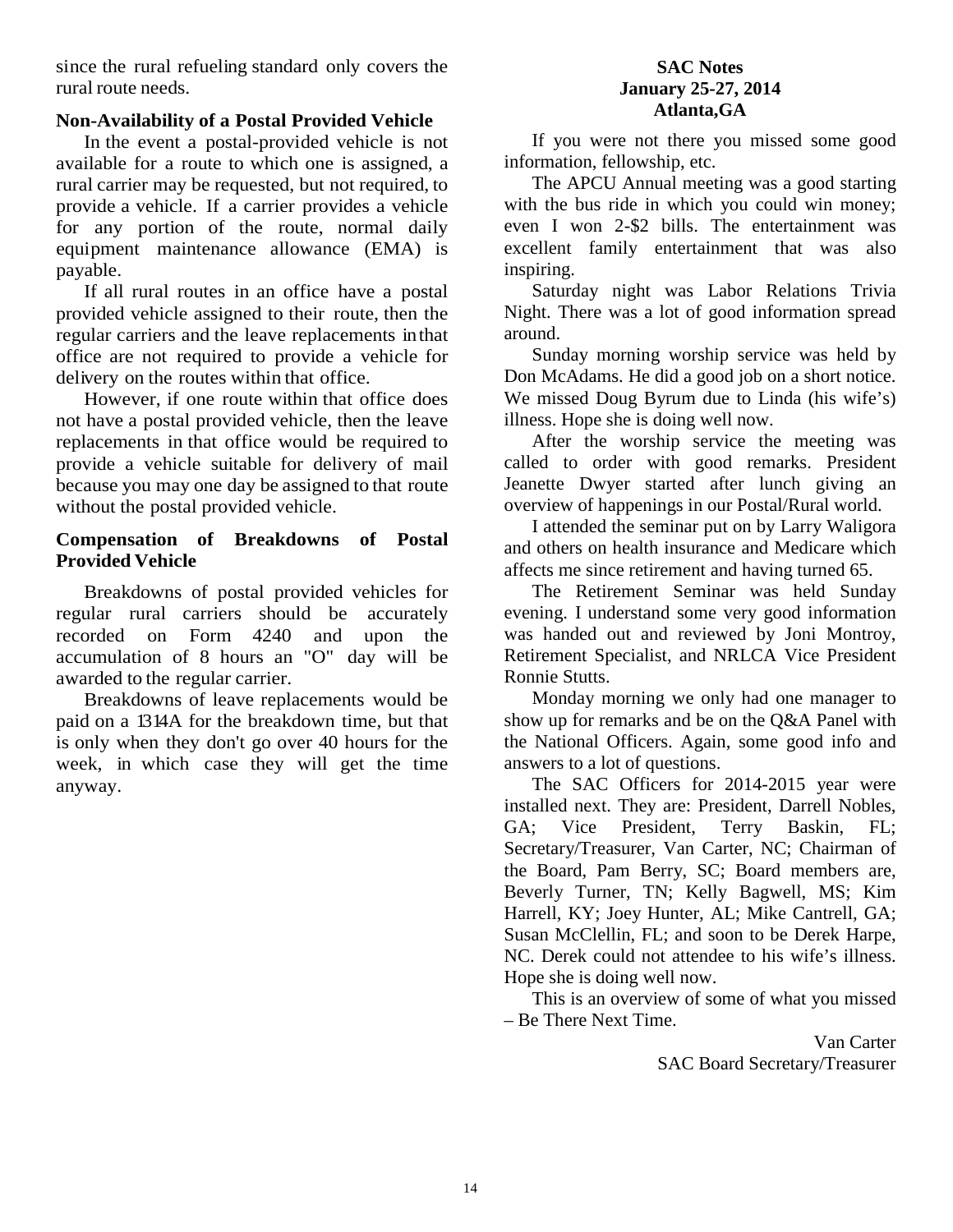since the rural refueling standard only covers the rural route needs.

**Non-Availability of a Postal Provided Vehicle**

In the event a postal-provided vehicle is not available for a route to which one is assigned, a rural carrier may be requested, but not required, to provide a vehicle. If a carrier provides a vehicle for any portion of the route, normal daily equipment maintenance allowance (EMA) is payable.

If all rural routes in an office have a postal provided vehicle assigned to their route, then the regular carriers and the leave replacements in that office are not required to provide a vehicle for delivery on the routes within that office.

However, if one route within that office does not have a postal provided vehicle, then the leave replacements in that office would be required to provide a vehicle suitable for delivery of mail because you may one day be assigned to that route without the postal provided vehicle.

**Compensation of Breakdowns of Postal Provided Vehicle**

Breakdowns of postal provided vehicles for regular rural carriers should be accurately recorded on Form 4240 and upon the accumulation of 8 hours an "O" day will be awarded to the regular carrier.

Breakdowns of leave replacements would be paid on a 1314A for the breakdown time, but that is only when they don't go over 40 hours for the week, in which case they will get the time anyway.

**SAC Notes**
**January 25-27, 2014**
**Atlanta,GA**

If you were not there you missed some good information, fellowship, etc.

The APCU Annual meeting was a good starting with the bus ride in which you could win money; even I won 2-$2 bills. The entertainment was excellent family entertainment that was also inspiring.

Saturday night was Labor Relations Trivia Night. There was a lot of good information spread around.

Sunday morning worship service was held by Don McAdams. He did a good job on a short notice. We missed Doug Byrum due to Linda (his wife's) illness. Hope she is doing well now.

After the worship service the meeting was called to order with good remarks. President Jeanette Dwyer started after lunch giving an overview of happenings in our Postal/Rural world.

I attended the seminar put on by Larry Waligora and others on health insurance and Medicare which affects me since retirement and having turned 65.

The Retirement Seminar was held Sunday evening. I understand some very good information was handed out and reviewed by Joni Montroy, Retirement Specialist, and NRLCA Vice President Ronnie Stutts.

Monday morning we only had one manager to show up for remarks and be on the Q&A Panel with the National Officers. Again, some good info and answers to a lot of questions.

The SAC Officers for 2014-2015 year were installed next. They are: President, Darrell Nobles, GA; Vice President, Terry Baskin, FL; Secretary/Treasurer, Van Carter, NC; Chairman of the Board, Pam Berry, SC; Board members are, Beverly Turner, TN; Kelly Bagwell, MS; Kim Harrell, KY; Joey Hunter, AL; Mike Cantrell, GA; Susan McClellin, FL; and soon to be Derek Harpe, NC. Derek could not attendee to his wife's illness. Hope she is doing well now.

This is an overview of some of what you missed – Be There Next Time.

Van Carter
SAC Board Secretary/Treasurer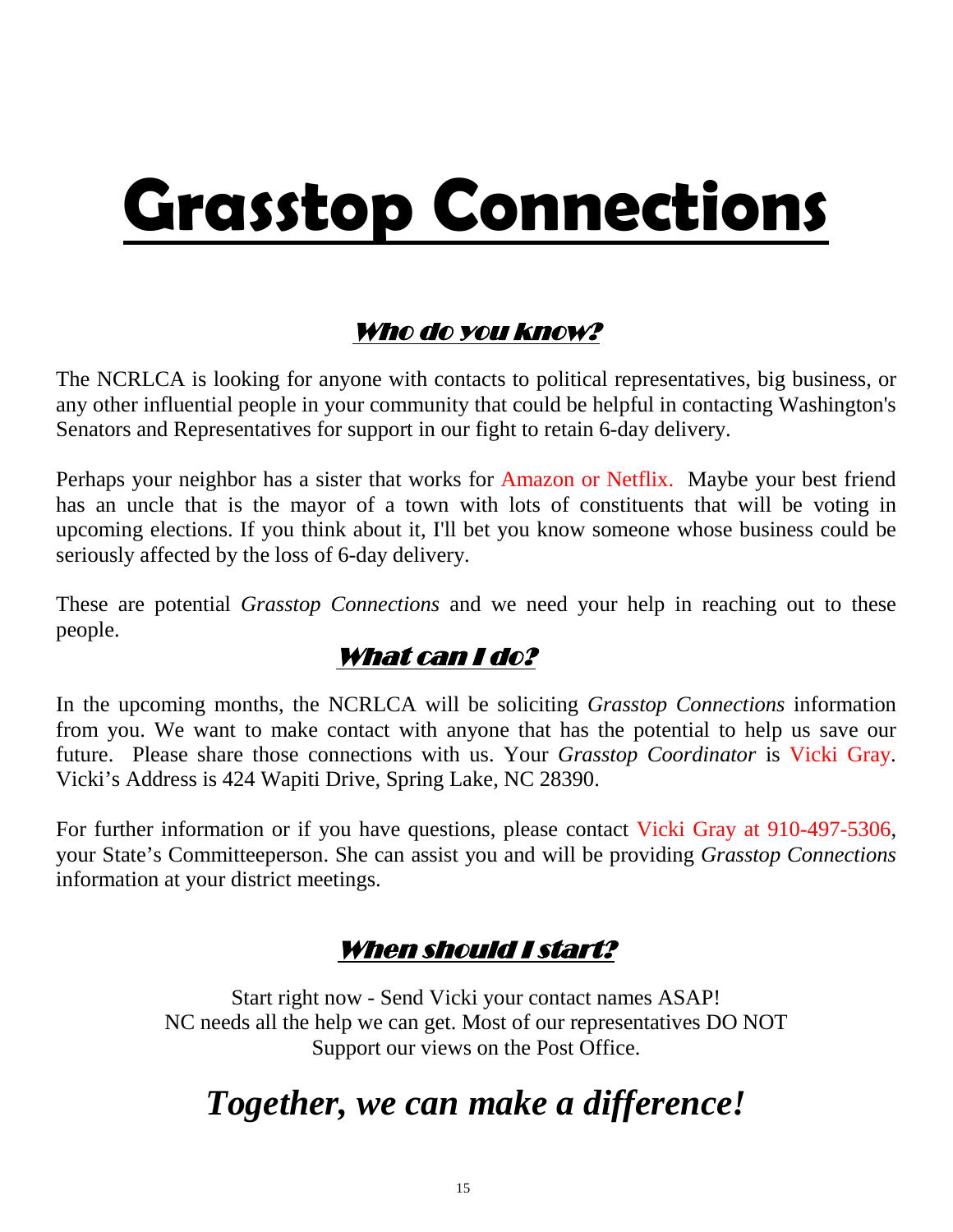# Grasstop Connections

## *Who do you know?*

The NCRLCA is looking for anyone with contacts to political representatives, big business, or any other influential people in your community that could be helpful in contacting Washington's Senators and Representatives for support in our fight to retain 6-day delivery.

Perhaps your neighbor has a sister that works for Amazon or Netflix. Maybe your best friend has an uncle that is the mayor of a town with lots of constituents that will be voting in upcoming elections. If you think about it, I'll bet you know someone whose business could be seriously affected by the loss of 6-day delivery.

These are potential *Grasstop Connections* and we need your help in reaching out to these people.

## *What can I do?*

In the upcoming months, the NCRLCA will be soliciting *Grasstop Connections* information from you. We want to make contact with anyone that has the potential to help us save our future. Please share those connections with us. Your *Grasstop Coordinator* is Vicki Gray. Vicki's Address is 424 Wapiti Drive, Spring Lake, NC 28390.

For further information or if you have questions, please contact Vicki Gray at 910-497-5306, your State's Committeeperson. She can assist you and will be providing *Grasstop Connections* information at your district meetings.

## *When should I start?*

Start right now - Send Vicki your contact names ASAP!
NC needs all the help we can get. Most of our representatives DO NOT
Support our views on the Post Office.

***Together, we can make a difference!***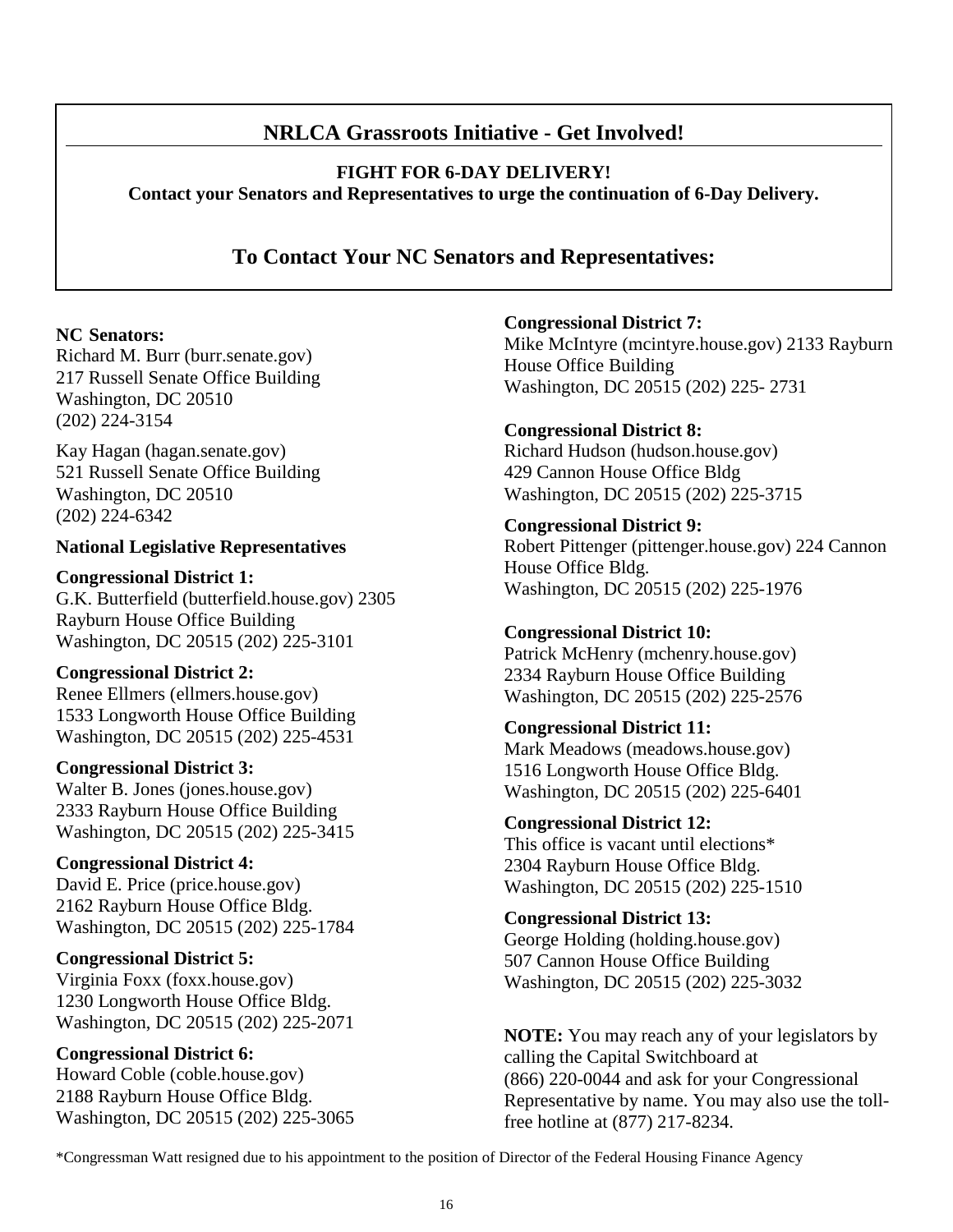## NRLCA Grassroots Initiative - Get Involved!

**FIGHT FOR 6-DAY DELIVERY!**
**Contact your Senators and Representatives to urge the continuation of 6-Day Delivery.**

## To Contact Your NC Senators and Representatives:

**NC Senators:**
Richard M. Burr (burr.senate.gov)
217 Russell Senate Office Building
Washington, DC 20510
(202) 224-3154

Kay Hagan (hagan.senate.gov)
521 Russell Senate Office Building
Washington, DC 20510
(202) 224-6342

**National Legislative Representatives**

**Congressional District 1:**
G.K. Butterfield (butterfield.house.gov) 2305 Rayburn House Office Building
Washington, DC 20515 (202) 225-3101

**Congressional District 2:**
Renee Ellmers (ellmers.house.gov)
1533 Longworth House Office Building
Washington, DC 20515 (202) 225-4531

**Congressional District 3:**
Walter B. Jones (jones.house.gov)
2333 Rayburn House Office Building
Washington, DC 20515 (202) 225-3415

**Congressional District 4:**
David E. Price (price.house.gov)
2162 Rayburn House Office Bldg.
Washington, DC 20515 (202) 225-1784

**Congressional District 5:**
Virginia Foxx (foxx.house.gov)
1230 Longworth House Office Bldg.
Washington, DC 20515 (202) 225-2071

**Congressional District 6:**
Howard Coble (coble.house.gov)
2188 Rayburn House Office Bldg.
Washington, DC 20515 (202) 225-3065

**Congressional District 7:**
Mike McIntyre (mcintyre.house.gov) 2133 Rayburn House Office Building
Washington, DC 20515 (202) 225- 2731

**Congressional District 8:**
Richard Hudson (hudson.house.gov)
429 Cannon House Office Bldg
Washington, DC 20515 (202) 225-3715

**Congressional District 9:**
Robert Pittenger (pittenger.house.gov) 224 Cannon House Office Bldg.
Washington, DC 20515 (202) 225-1976

**Congressional District 10:**
Patrick McHenry (mchenry.house.gov)
2334 Rayburn House Office Building
Washington, DC 20515 (202) 225-2576

**Congressional District 11:**
Mark Meadows (meadows.house.gov)
1516 Longworth House Office Bldg.
Washington, DC 20515 (202) 225-6401

**Congressional District 12:**
This office is vacant until elections*
2304 Rayburn House Office Bldg.
Washington, DC 20515 (202) 225-1510

**Congressional District 13:**
George Holding (holding.house.gov)
507 Cannon House Office Building
Washington, DC 20515 (202) 225-3032

**NOTE:** You may reach any of your legislators by calling the Capital Switchboard at (866) 220-0044 and ask for your Congressional Representative by name. You may also use the toll-free hotline at (877) 217-8234.

*Congressman Watt resigned due to his appointment to the position of Director of the Federal Housing Finance Agency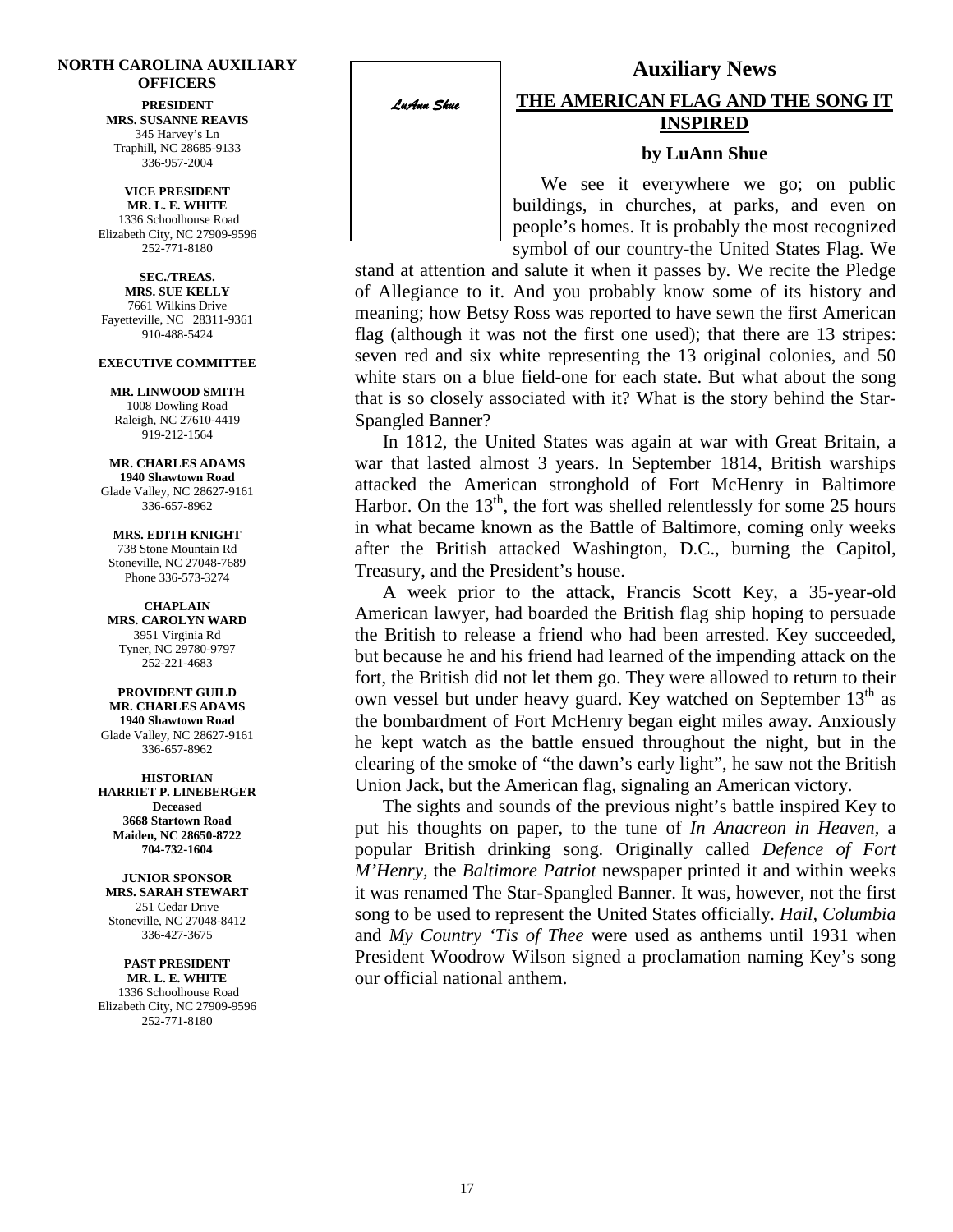**NORTH CAROLINA AUXILIARY OFFICERS**

**PRESIDENT**
**MRS. SUSANNE REAVIS**
345 Harvey's Ln
Traphill, NC 28685-9133
336-957-2004

**VICE PRESIDENT**
**MR. L. E. WHITE**
1336 Schoolhouse Road
Elizabeth City, NC 27909-9596
252-771-8180

**SEC./TREAS.**
**MRS. SUE KELLY**
7661 Wilkins Drive
Fayetteville, NC 28311-9361
910-488-5424

**EXECUTIVE COMMITTEE**

**MR. LINWOOD SMITH**
1008 Dowling Road
Raleigh, NC 27610-4419
919-212-1564

**MR. CHARLES ADAMS**
**1940 Shawtown Road**
Glade Valley, NC 28627-9161
336-657-8962

**MRS. EDITH KNIGHT**
738 Stone Mountain Rd
Stoneville, NC 27048-7689
Phone 336-573-3274

**CHAPLAIN**
**MRS. CAROLYN WARD**
3951 Virginia Rd
Tyner, NC 29780-9797
252-221-4683

**PROVIDENT GUILD**
**MR. CHARLES ADAMS**
**1940 Shawtown Road**
Glade Valley, NC 28627-9161
336-657-8962

**HISTORIAN**
**HARRIET P. LINEBERGER**
**Deceased**
**3668 Startown Road**
**Maiden, NC 28650-8722**
**704-732-1604**

**JUNIOR SPONSOR**
**MRS. SARAH STEWART**
251 Cedar Drive
Stoneville, NC 27048-8412
336-427-3675

**PAST PRESIDENT**
**MR. L. E. WHITE**
1336 Schoolhouse Road
Elizabeth City, NC 27909-9596
252-771-8180

# Auxiliary News

*LuAnn Shue*

## THE AMERICAN FLAG AND THE SONG IT INSPIRED

**by LuAnn Shue**

We see it everywhere we go; on public buildings, in churches, at parks, and even on people's homes. It is probably the most recognized symbol of our country-the United States Flag. We stand at attention and salute it when it passes by. We recite the Pledge of Allegiance to it. And you probably know some of its history and meaning; how Betsy Ross was reported to have sewn the first American flag (although it was not the first one used); that there are 13 stripes: seven red and six white representing the 13 original colonies, and 50 white stars on a blue field-one for each state. But what about the song that is so closely associated with it? What is the story behind the Star-Spangled Banner?

In 1812, the United States was again at war with Great Britain, a war that lasted almost 3 years. In September 1814, British warships attacked the American stronghold of Fort McHenry in Baltimore Harbor. On the 13th, the fort was shelled relentlessly for some 25 hours in what became known as the Battle of Baltimore, coming only weeks after the British attacked Washington, D.C., burning the Capitol, Treasury, and the President's house.

A week prior to the attack, Francis Scott Key, a 35-year-old American lawyer, had boarded the British flag ship hoping to persuade the British to release a friend who had been arrested. Key succeeded, but because he and his friend had learned of the impending attack on the fort, the British did not let them go. They were allowed to return to their own vessel but under heavy guard. Key watched on September 13th as the bombardment of Fort McHenry began eight miles away. Anxiously he kept watch as the battle ensued throughout the night, but in the clearing of the smoke of "the dawn's early light", he saw not the British Union Jack, but the American flag, signaling an American victory.

The sights and sounds of the previous night's battle inspired Key to put his thoughts on paper, to the tune of *In Anacreon in Heaven*, a popular British drinking song. Originally called *Defence of Fort M'Henry*, the *Baltimore Patriot* newspaper printed it and within weeks it was renamed The Star-Spangled Banner. It was, however, not the first song to be used to represent the United States officially. *Hail, Columbia* and *My Country 'Tis of Thee* were used as anthems until 1931 when President Woodrow Wilson signed a proclamation naming Key's song our official national anthem.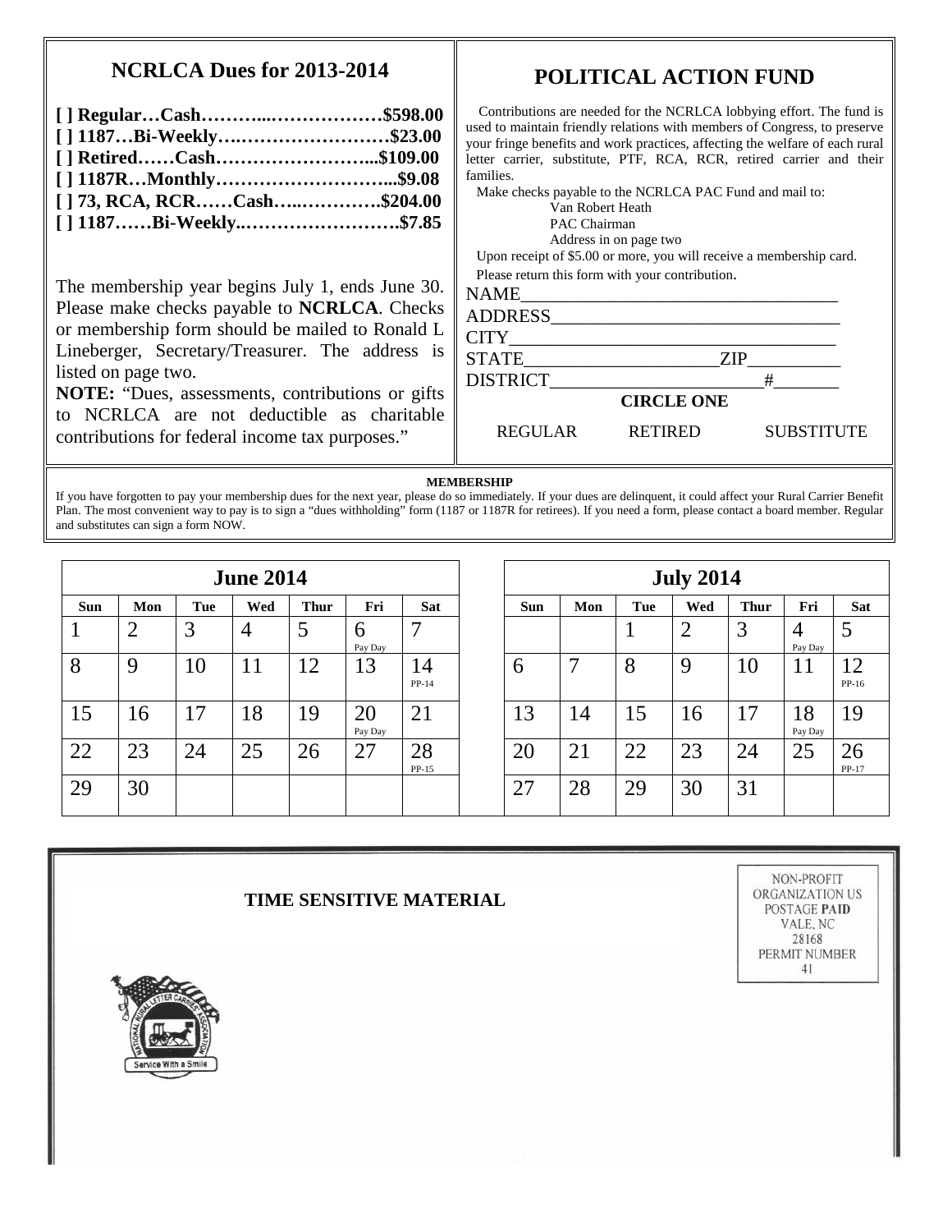## NCRLCA Dues for 2013-2014

**[ ] Regular…Cash………...………………$598.00**
**[ ] 1187…Bi-Weekly….……………………$23.00**
**[ ] Retired……Cash……………………...$109.00**
**[ ] 1187R…Monthly………………………...$9.08**
**[ ] 73, RCA, RCR……Cash…..………….$204.00**
**[ ] 1187……Bi-Weekly..…………………….$7.85**

The membership year begins July 1, ends June 30. Please make checks payable to **NCRLCA**. Checks or membership form should be mailed to Ronald L Lineberger, Secretary/Treasurer. The address is listed on page two.

**NOTE:** "Dues, assessments, contributions or gifts to NCRLCA are not deductible as charitable contributions for federal income tax purposes."

## POLITICAL ACTION FUND

Contributions are needed for the NCRLCA lobbying effort. The fund is used to maintain friendly relations with members of Congress, to preserve your fringe benefits and work practices, affecting the welfare of each rural letter carrier, substitute, PTF, RCA, RCR, retired carrier and their families.

Make checks payable to the NCRLCA PAC Fund and mail to:
Van Robert Heath
PAC Chairman
Address in on page two

Upon receipt of $5.00 or more, you will receive a membership card.

Please return this form with your contribution.

NAME___________________________________
ADDRESS________________________________
CITY___________________________________
STATE____________________ZIP__________
DISTRICT______________________#_______

**CIRCLE ONE**

REGULAR RETIRED SUBSTITUTE

**MEMBERSHIP**

If you have forgotten to pay your membership dues for the next year, please do so immediately. If your dues are delinquent, it could affect your Rural Carrier Benefit Plan. The most convenient way to pay is to sign a "dues withholding" form (1187 or 1187R for retirees). If you need a form, please contact a board member. Regular and substitutes can sign a form NOW.

**June 2014**

| Sun | Mon | Tue | Wed | Thur | Fri | Sat |
|---|---|---|---|---|---|---|
| 1 | 2 | 3 | 4 | 5 | 6 Pay Day | 7 |
| 8 | 9 | 10 | 11 | 12 | 13 | 14 PP-14 |
| 15 | 16 | 17 | 18 | 19 | 20 Pay Day | 21 |
| 22 | 23 | 24 | 25 | 26 | 27 | 28 PP-15 |
| 29 | 30 | | | | | |

**July 2014**

| Sun | Mon | Tue | Wed | Thur | Fri | Sat |
|---|---|---|---|---|---|---|
| | | 1 | 2 | 3 | 4 Pay Day | 5 |
| 6 | 7 | 8 | 9 | 10 | 11 | 12 PP-16 |
| 13 | 14 | 15 | 16 | 17 | 18 Pay Day | 19 |
| 20 | 21 | 22 | 23 | 24 | 25 | 26 PP-17 |
| 27 | 28 | 29 | 30 | 31 | | |

**TIME SENSITIVE MATERIAL**

NON-PROFIT
ORGANIZATION US
POSTAGE **PAID**
VALE, NC
28168
PERMIT NUMBER
41

NATIONAL RURAL LETTER CARRIERS' ASSOCIATION
Service With a Smile